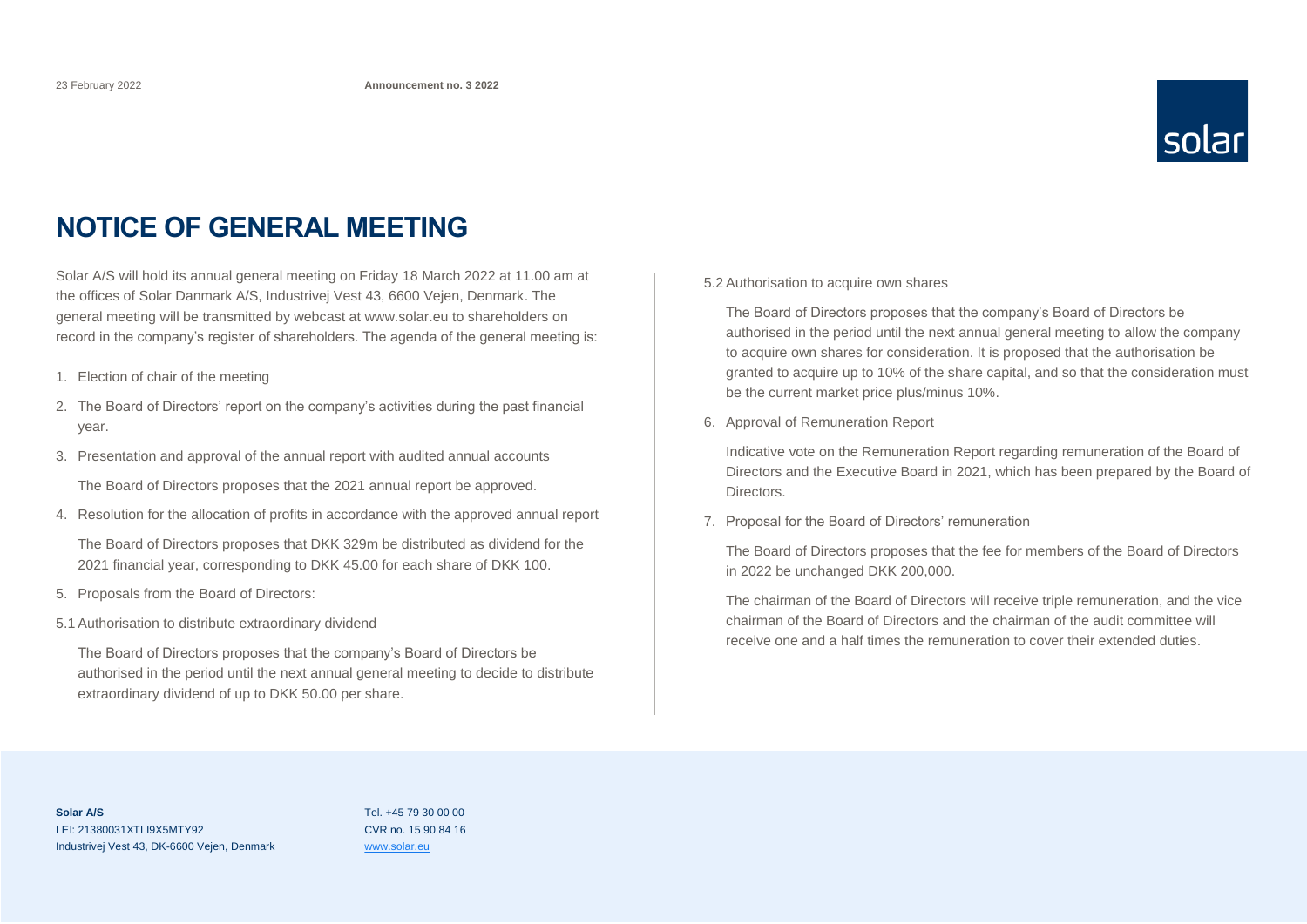23 February 2022 **Announcement no. 3 2022**

# NOTICE OF GENERAL MEETING

Solar A/S will hold its annual general meeting on Friday 18 March 2022 at 11.00 am at the offices of Solar Danmark A/S, Industrivej Vest 43, 6600 Vejen, Denmark. The general meeting will be transmitted by webcast at www.solar.eu to shareholders on record in the company's register of shareholders. The agenda of the general meeting is:

1. Election of chair of the meeting
2. The Board of Directors' report on the company's activities during the past financial year.
3. Presentation and approval of the annual report with audited annual accounts

   The Board of Directors proposes that the 2021 annual report be approved.

4. Resolution for the allocation of profits in accordance with the approved annual report

   The Board of Directors proposes that DKK 329m be distributed as dividend for the 2021 financial year, corresponding to DKK 45.00 for each share of DKK 100.

5. Proposals from the Board of Directors:

5.1 Authorisation to distribute extraordinary dividend

The Board of Directors proposes that the company's Board of Directors be authorised in the period until the next annual general meeting to decide to distribute extraordinary dividend of up to DKK 50.00 per share.

5.2 Authorisation to acquire own shares

The Board of Directors proposes that the company's Board of Directors be authorised in the period until the next annual general meeting to allow the company to acquire own shares for consideration. It is proposed that the authorisation be granted to acquire up to 10% of the share capital, and so that the consideration must be the current market price plus/minus 10%.

6. Approval of Remuneration Report

   Indicative vote on the Remuneration Report regarding remuneration of the Board of Directors and the Executive Board in 2021, which has been prepared by the Board of Directors.

7. Proposal for the Board of Directors' remuneration

   The Board of Directors proposes that the fee for members of the Board of Directors in 2022 be unchanged DKK 200,000.

   The chairman of the Board of Directors will receive triple remuneration, and the vice chairman of the Board of Directors and the chairman of the audit committee will receive one and a half times the remuneration to cover their extended duties.

**Solar A/S**
LEI: 21380031XTLI9X5MTY92
Industrivej Vest 43, DK-6600 Vejen, Denmark

Tel. +45 79 30 00 00
CVR no. 15 90 84 16
www.solar.eu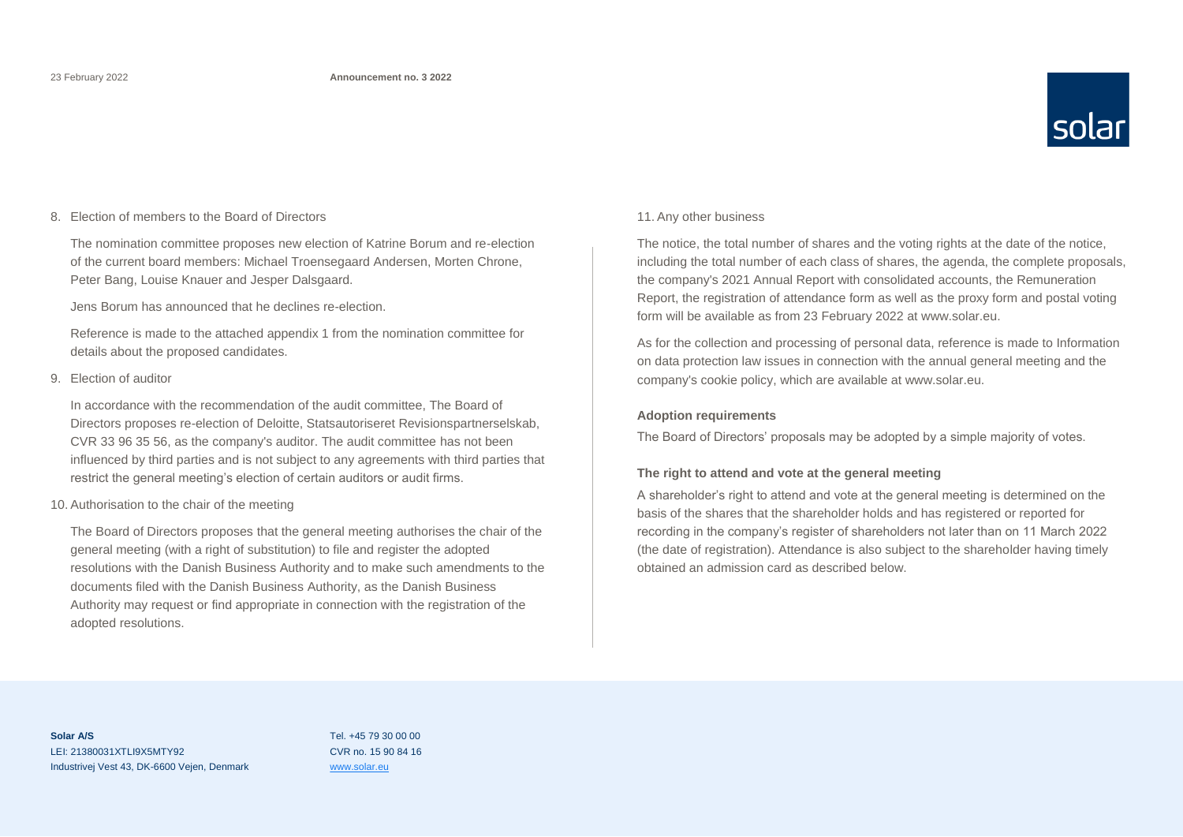8. Election of members to the Board of Directors

   The nomination committee proposes new election of Katrine Borum and re-election of the current board members: Michael Troensegaard Andersen, Morten Chrone, Peter Bang, Louise Knauer and Jesper Dalsgaard.

   Jens Borum has announced that he declines re-election.

   Reference is made to the attached appendix 1 from the nomination committee for details about the proposed candidates.

9. Election of auditor

   In accordance with the recommendation of the audit committee, The Board of Directors proposes re-election of Deloitte, Statsautoriseret Revisionspartnerselskab, CVR 33 96 35 56, as the company's auditor. The audit committee has not been influenced by third parties and is not subject to any agreements with third parties that restrict the general meeting's election of certain auditors or audit firms.

10. Authorisation to the chair of the meeting

    The Board of Directors proposes that the general meeting authorises the chair of the general meeting (with a right of substitution) to file and register the adopted resolutions with the Danish Business Authority and to make such amendments to the documents filed with the Danish Business Authority, as the Danish Business Authority may request or find appropriate in connection with the registration of the adopted resolutions.

11. Any other business

The notice, the total number of shares and the voting rights at the date of the notice, including the total number of each class of shares, the agenda, the complete proposals, the company's 2021 Annual Report with consolidated accounts, the Remuneration Report, the registration of attendance form as well as the proxy form and postal voting form will be available as from 23 February 2022 at www.solar.eu.

As for the collection and processing of personal data, reference is made to Information on data protection law issues in connection with the annual general meeting and the company's cookie policy, which are available at www.solar.eu.

**Adoption requirements**

The Board of Directors' proposals may be adopted by a simple majority of votes.

**The right to attend and vote at the general meeting**

A shareholder's right to attend and vote at the general meeting is determined on the basis of the shares that the shareholder holds and has registered or reported for recording in the company's register of shareholders not later than on 11 March 2022 (the date of registration). Attendance is also subject to the shareholder having timely obtained an admission card as described below.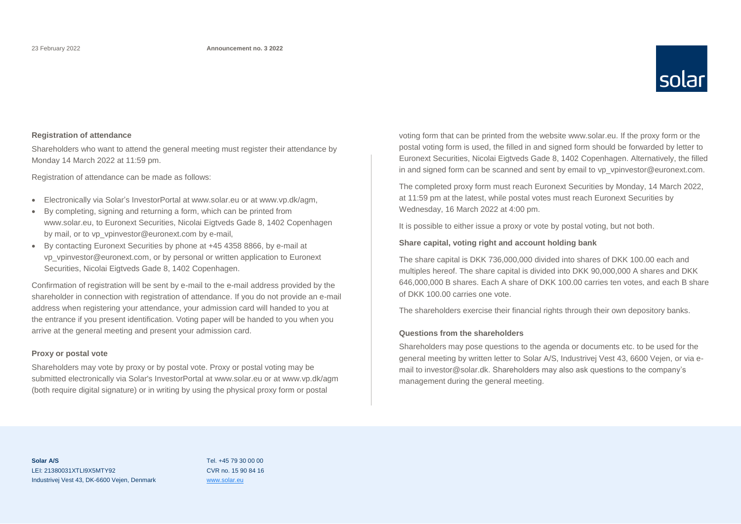**Registration of attendance**

Shareholders who want to attend the general meeting must register their attendance by Monday 14 March 2022 at 11:59 pm.

Registration of attendance can be made as follows:

- Electronically via Solar's InvestorPortal at www.solar.eu or at www.vp.dk/agm,
- By completing, signing and returning a form, which can be printed from www.solar.eu, to Euronext Securities, Nicolai Eigtveds Gade 8, 1402 Copenhagen by mail, or to vp_vpinvestor@euronext.com by e-mail,
- By contacting Euronext Securities by phone at +45 4358 8866, by e-mail at vp_vpinvestor@euronext.com, or by personal or written application to Euronext Securities, Nicolai Eigtveds Gade 8, 1402 Copenhagen.

Confirmation of registration will be sent by e-mail to the e-mail address provided by the shareholder in connection with registration of attendance. If you do not provide an e-mail address when registering your attendance, your admission card will handed to you at the entrance if you present identification. Voting paper will be handed to you when you arrive at the general meeting and present your admission card.

**Proxy or postal vote**

Shareholders may vote by proxy or by postal vote. Proxy or postal voting may be submitted electronically via Solar's InvestorPortal at www.solar.eu or at www.vp.dk/agm (both require digital signature) or in writing by using the physical proxy form or postal voting form that can be printed from the website www.solar.eu. If the proxy form or the postal voting form is used, the filled in and signed form should be forwarded by letter to Euronext Securities, Nicolai Eigtveds Gade 8, 1402 Copenhagen. Alternatively, the filled in and signed form can be scanned and sent by email to vp_vpinvestor@euronext.com.

The completed proxy form must reach Euronext Securities by Monday, 14 March 2022, at 11:59 pm at the latest, while postal votes must reach Euronext Securities by Wednesday, 16 March 2022 at 4:00 pm.

It is possible to either issue a proxy or vote by postal voting, but not both.

**Share capital, voting right and account holding bank**

The share capital is DKK 736,000,000 divided into shares of DKK 100.00 each and multiples hereof. The share capital is divided into DKK 90,000,000 A shares and DKK 646,000,000 B shares. Each A share of DKK 100.00 carries ten votes, and each B share of DKK 100.00 carries one vote.

The shareholders exercise their financial rights through their own depository banks.

**Questions from the shareholders**

Shareholders may pose questions to the agenda or documents etc. to be used for the general meeting by written letter to Solar A/S, Industrivej Vest 43, 6600 Vejen, or via e-mail to investor@solar.dk. Shareholders may also ask questions to the company's management during the general meeting.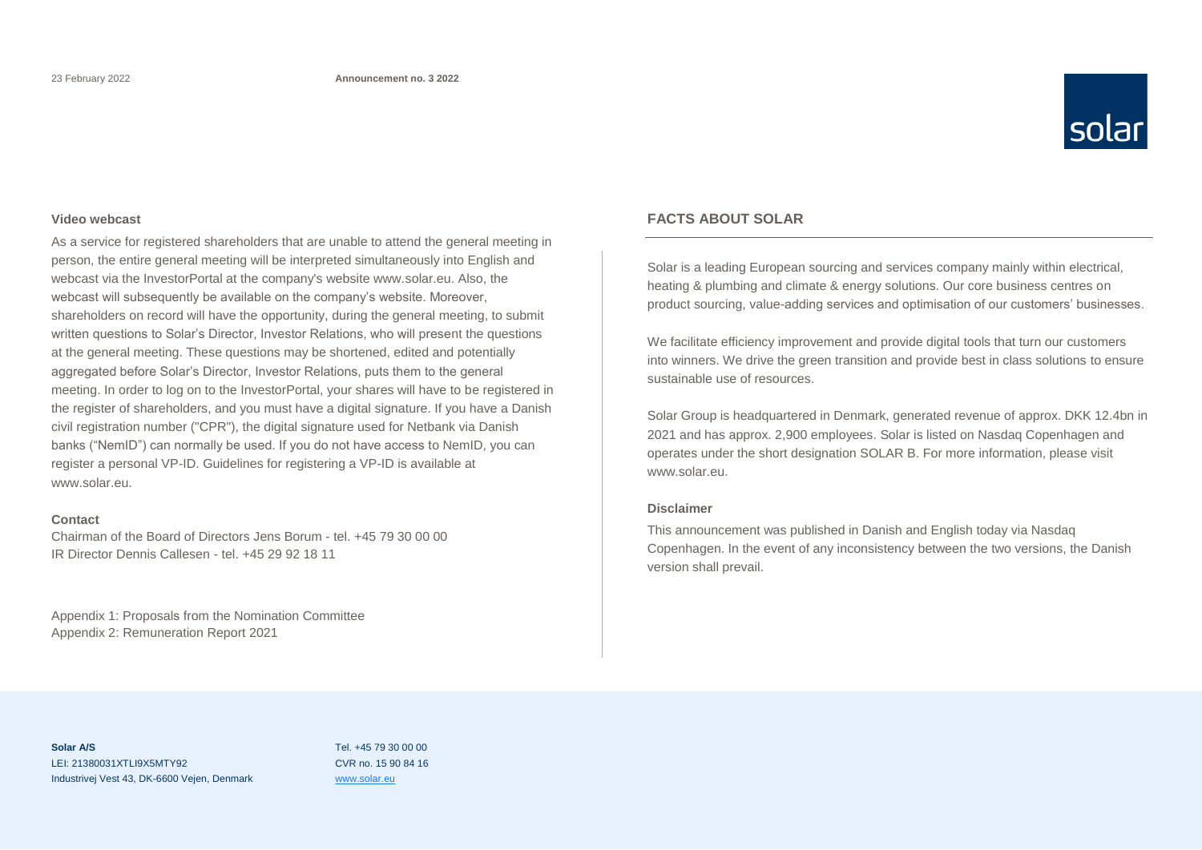### Video webcast

As a service for registered shareholders that are unable to attend the general meeting in person, the entire general meeting will be interpreted simultaneously into English and webcast via the InvestorPortal at the company's website www.solar.eu. Also, the webcast will subsequently be available on the company's website. Moreover, shareholders on record will have the opportunity, during the general meeting, to submit written questions to Solar's Director, Investor Relations, who will present the questions at the general meeting. These questions may be shortened, edited and potentially aggregated before Solar's Director, Investor Relations, puts them to the general meeting. In order to log on to the InvestorPortal, your shares will have to be registered in the register of shareholders, and you must have a digital signature. If you have a Danish civil registration number ("CPR"), the digital signature used for Netbank via Danish banks ("NemID") can normally be used. If you do not have access to NemID, you can register a personal VP-ID. Guidelines for registering a VP-ID is available at www.solar.eu.

### Contact

Chairman of the Board of Directors Jens Borum - tel. +45 79 30 00 00
IR Director Dennis Callesen - tel. +45 29 92 18 11

Appendix 1: Proposals from the Nomination Committee
Appendix 2: Remuneration Report 2021

## FACTS ABOUT SOLAR

Solar is a leading European sourcing and services company mainly within electrical, heating & plumbing and climate & energy solutions. Our core business centres on product sourcing, value-adding services and optimisation of our customers' businesses.

We facilitate efficiency improvement and provide digital tools that turn our customers into winners. We drive the green transition and provide best in class solutions to ensure sustainable use of resources.

Solar Group is headquartered in Denmark, generated revenue of approx. DKK 12.4bn in 2021 and has approx. 2,900 employees. Solar is listed on Nasdaq Copenhagen and operates under the short designation SOLAR B. For more information, please visit www.solar.eu.

### Disclaimer

This announcement was published in Danish and English today via Nasdaq Copenhagen. In the event of any inconsistency between the two versions, the Danish version shall prevail.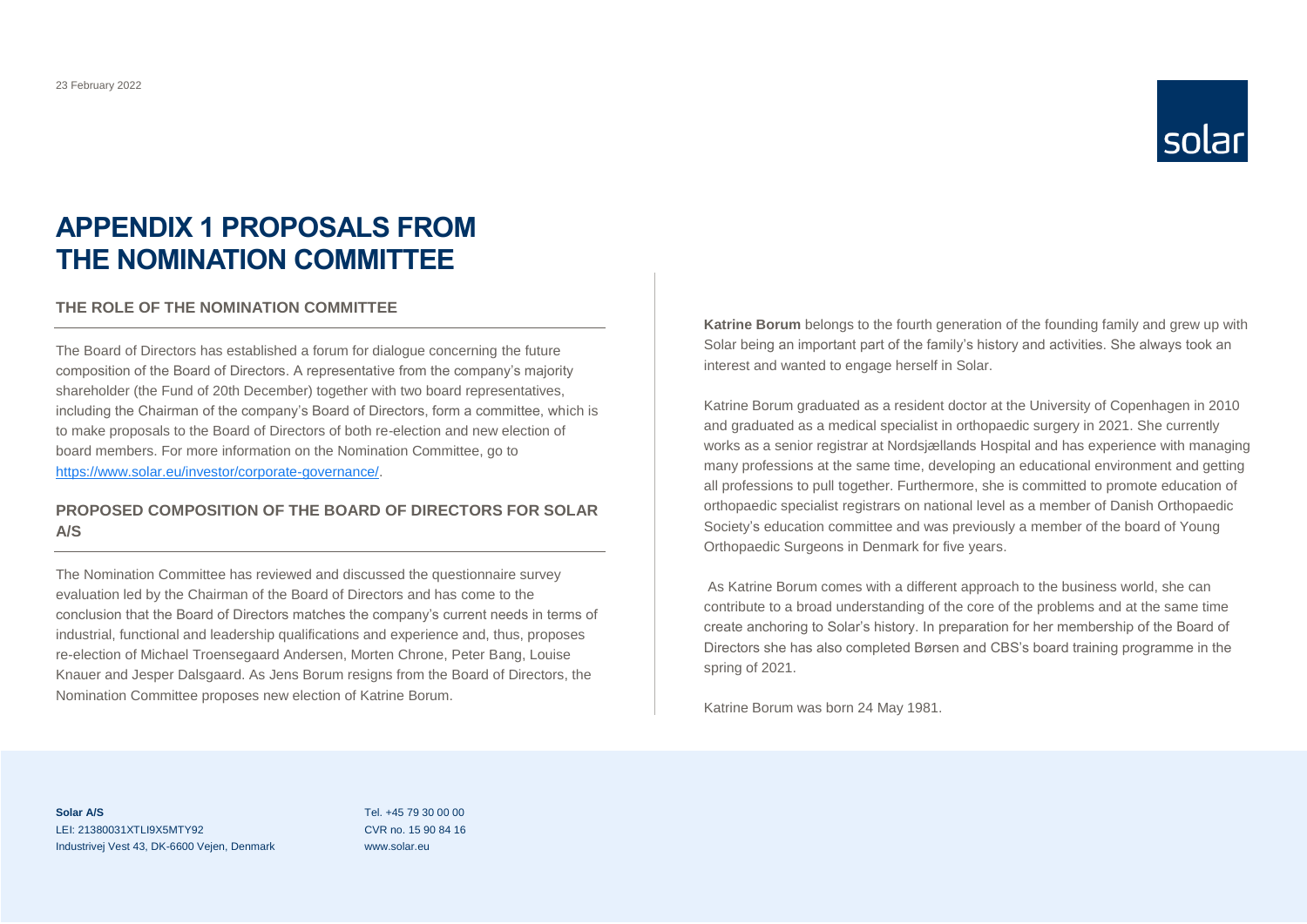23 February 2022

# APPENDIX 1 PROPOSALS FROM THE NOMINATION COMMITTEE

## THE ROLE OF THE NOMINATION COMMITTEE

The Board of Directors has established a forum for dialogue concerning the future composition of the Board of Directors. A representative from the company's majority shareholder (the Fund of 20th December) together with two board representatives, including the Chairman of the company's Board of Directors, form a committee, which is to make proposals to the Board of Directors of both re-election and new election of board members. For more information on the Nomination Committee, go to [https://www.solar.eu/investor/corporate-governance/](https://www.solar.eu/investor/corporate-governance/).

## PROPOSED COMPOSITION OF THE BOARD OF DIRECTORS FOR SOLAR A/S

The Nomination Committee has reviewed and discussed the questionnaire survey evaluation led by the Chairman of the Board of Directors and has come to the conclusion that the Board of Directors matches the company's current needs in terms of industrial, functional and leadership qualifications and experience and, thus, proposes re-election of Michael Troensegaard Andersen, Morten Chrone, Peter Bang, Louise Knauer and Jesper Dalsgaard. As Jens Borum resigns from the Board of Directors, the Nomination Committee proposes new election of Katrine Borum.

**Katrine Borum** belongs to the fourth generation of the founding family and grew up with Solar being an important part of the family's history and activities. She always took an interest and wanted to engage herself in Solar.

Katrine Borum graduated as a resident doctor at the University of Copenhagen in 2010 and graduated as a medical specialist in orthopaedic surgery in 2021. She currently works as a senior registrar at Nordsjællands Hospital and has experience with managing many professions at the same time, developing an educational environment and getting all professions to pull together. Furthermore, she is committed to promote education of orthopaedic specialist registrars on national level as a member of Danish Orthopaedic Society's education committee and was previously a member of the board of Young Orthopaedic Surgeons in Denmark for five years.

As Katrine Borum comes with a different approach to the business world, she can contribute to a broad understanding of the core of the problems and at the same time create anchoring to Solar's history. In preparation for her membership of the Board of Directors she has also completed Børsen and CBS's board training programme in the spring of 2021.

Katrine Borum was born 24 May 1981.

**Solar A/S**
LEI: 21380031XTLI9X5MTY92
Industrivej Vest 43, DK-6600 Vejen, Denmark

Tel. +45 79 30 00 00
CVR no. 15 90 84 16
www.solar.eu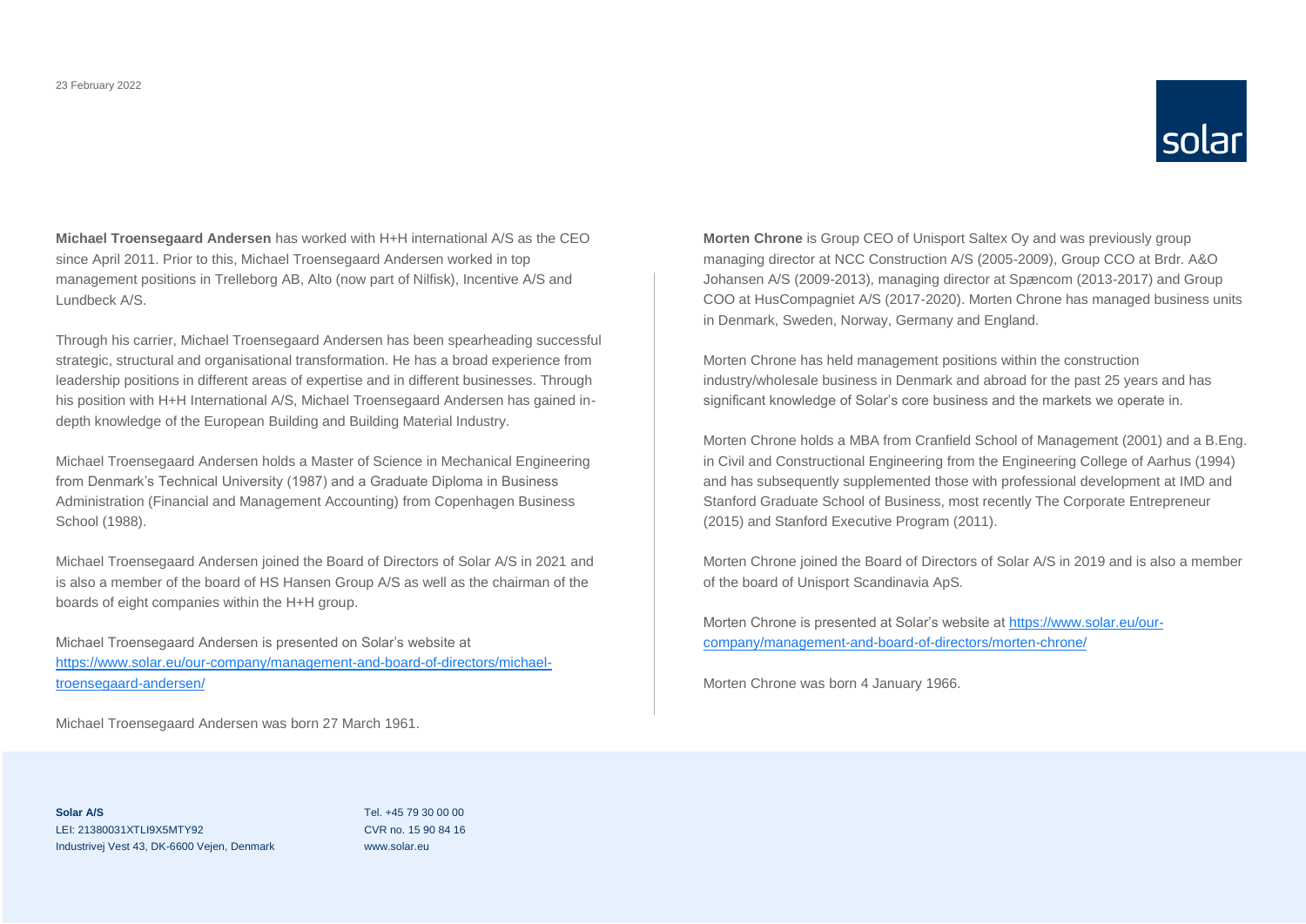**Michael Troensegaard Andersen** has worked with H+H international A/S as the CEO since April 2011. Prior to this, Michael Troensegaard Andersen worked in top management positions in Trelleborg AB, Alto (now part of Nilfisk), Incentive A/S and Lundbeck A/S.

Through his carrier, Michael Troensegaard Andersen has been spearheading successful strategic, structural and organisational transformation. He has a broad experience from leadership positions in different areas of expertise and in different businesses. Through his position with H+H International A/S, Michael Troensegaard Andersen has gained in-depth knowledge of the European Building and Building Material Industry.

Michael Troensegaard Andersen holds a Master of Science in Mechanical Engineering from Denmark's Technical University (1987) and a Graduate Diploma in Business Administration (Financial and Management Accounting) from Copenhagen Business School (1988).

Michael Troensegaard Andersen joined the Board of Directors of Solar A/S in 2021 and is also a member of the board of HS Hansen Group A/S as well as the chairman of the boards of eight companies within the H+H group.

Michael Troensegaard Andersen is presented on Solar's website at https://www.solar.eu/our-company/management-and-board-of-directors/michael-troensegaard-andersen/

Michael Troensegaard Andersen was born 27 March 1961.

**Morten Chrone** is Group CEO of Unisport Saltex Oy and was previously group managing director at NCC Construction A/S (2005-2009), Group CCO at Brdr. A&O Johansen A/S (2009-2013), managing director at Spæncom (2013-2017) and Group COO at HusCompagniet A/S (2017-2020). Morten Chrone has managed business units in Denmark, Sweden, Norway, Germany and England.

Morten Chrone has held management positions within the construction industry/wholesale business in Denmark and abroad for the past 25 years and has significant knowledge of Solar's core business and the markets we operate in.

Morten Chrone holds a MBA from Cranfield School of Management (2001) and a B.Eng. in Civil and Constructional Engineering from the Engineering College of Aarhus (1994) and has subsequently supplemented those with professional development at IMD and Stanford Graduate School of Business, most recently The Corporate Entrepreneur (2015) and Stanford Executive Program (2011).

Morten Chrone joined the Board of Directors of Solar A/S in 2019 and is also a member of the board of Unisport Scandinavia ApS.

Morten Chrone is presented at Solar's website at https://www.solar.eu/our-company/management-and-board-of-directors/morten-chrone/

Morten Chrone was born 4 January 1966.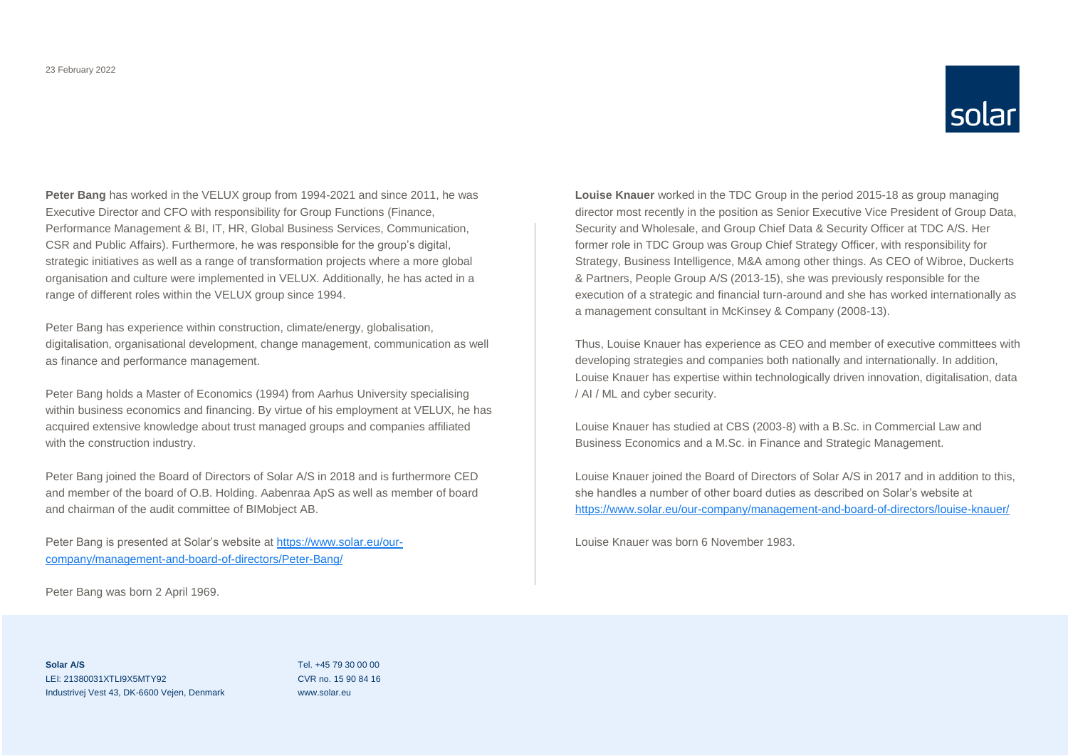**Peter Bang** has worked in the VELUX group from 1994-2021 and since 2011, he was Executive Director and CFO with responsibility for Group Functions (Finance, Performance Management & BI, IT, HR, Global Business Services, Communication, CSR and Public Affairs). Furthermore, he was responsible for the group's digital, strategic initiatives as well as a range of transformation projects where a more global organisation and culture were implemented in VELUX. Additionally, he has acted in a range of different roles within the VELUX group since 1994.

Peter Bang has experience within construction, climate/energy, globalisation, digitalisation, organisational development, change management, communication as well as finance and performance management.

Peter Bang holds a Master of Economics (1994) from Aarhus University specialising within business economics and financing. By virtue of his employment at VELUX, he has acquired extensive knowledge about trust managed groups and companies affiliated with the construction industry.

Peter Bang joined the Board of Directors of Solar A/S in 2018 and is furthermore CED and member of the board of O.B. Holding. Aabenraa ApS as well as member of board and chairman of the audit committee of BIMobject AB.

Peter Bang is presented at Solar's website at https://www.solar.eu/our-company/management-and-board-of-directors/Peter-Bang/

Peter Bang was born 2 April 1969.

**Louise Knauer** worked in the TDC Group in the period 2015-18 as group managing director most recently in the position as Senior Executive Vice President of Group Data, Security and Wholesale, and Group Chief Data & Security Officer at TDC A/S. Her former role in TDC Group was Group Chief Strategy Officer, with responsibility for Strategy, Business Intelligence, M&A among other things. As CEO of Wibroe, Duckerts & Partners, People Group A/S (2013-15), she was previously responsible for the execution of a strategic and financial turn-around and she has worked internationally as a management consultant in McKinsey & Company (2008-13).

Thus, Louise Knauer has experience as CEO and member of executive committees with developing strategies and companies both nationally and internationally. In addition, Louise Knauer has expertise within technologically driven innovation, digitalisation, data / AI / ML and cyber security.

Louise Knauer has studied at CBS (2003-8) with a B.Sc. in Commercial Law and Business Economics and a M.Sc. in Finance and Strategic Management.

Louise Knauer joined the Board of Directors of Solar A/S in 2017 and in addition to this, she handles a number of other board duties as described on Solar's website at https://www.solar.eu/our-company/management-and-board-of-directors/louise-knauer/

Louise Knauer was born 6 November 1983.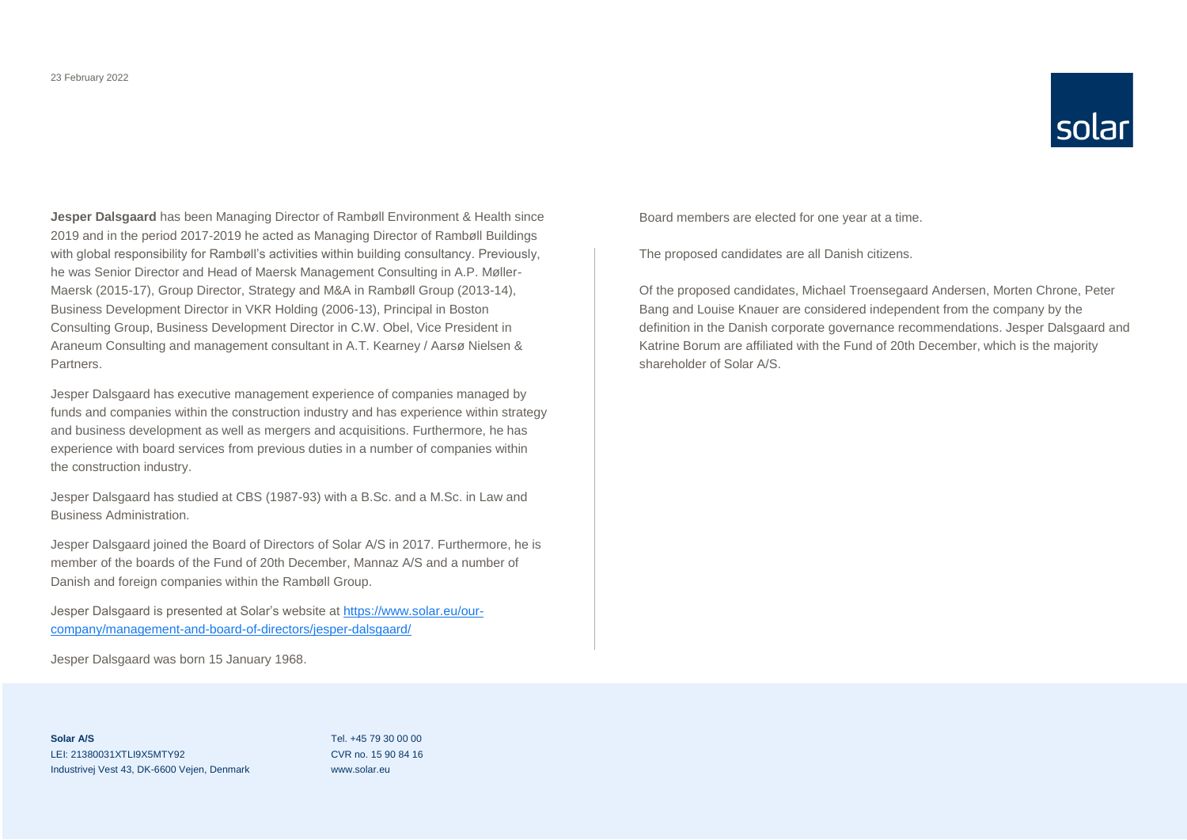**Jesper Dalsgaard** has been Managing Director of Rambøll Environment & Health since 2019 and in the period 2017-2019 he acted as Managing Director of Rambøll Buildings with global responsibility for Rambøll's activities within building consultancy. Previously, he was Senior Director and Head of Maersk Management Consulting in A.P. Møller-Maersk (2015-17), Group Director, Strategy and M&A in Rambøll Group (2013-14), Business Development Director in VKR Holding (2006-13), Principal in Boston Consulting Group, Business Development Director in C.W. Obel, Vice President in Araneum Consulting and management consultant in A.T. Kearney / Aarsø Nielsen & Partners.

Jesper Dalsgaard has executive management experience of companies managed by funds and companies within the construction industry and has experience within strategy and business development as well as mergers and acquisitions. Furthermore, he has experience with board services from previous duties in a number of companies within the construction industry.

Jesper Dalsgaard has studied at CBS (1987-93) with a B.Sc. and a M.Sc. in Law and Business Administration.

Jesper Dalsgaard joined the Board of Directors of Solar A/S in 2017. Furthermore, he is member of the boards of the Fund of 20th December, Mannaz A/S and a number of Danish and foreign companies within the Rambøll Group.

Jesper Dalsgaard is presented at Solar's website at [https://www.solar.eu/our-company/management-and-board-of-directors/jesper-dalsgaard/](https://www.solar.eu/our-company/management-and-board-of-directors/jesper-dalsgaard/)

Jesper Dalsgaard was born 15 January 1968.

Board members are elected for one year at a time.

The proposed candidates are all Danish citizens.

Of the proposed candidates, Michael Troensegaard Andersen, Morten Chrone, Peter Bang and Louise Knauer are considered independent from the company by the definition in the Danish corporate governance recommendations. Jesper Dalsgaard and Katrine Borum are affiliated with the Fund of 20th December, which is the majority shareholder of Solar A/S.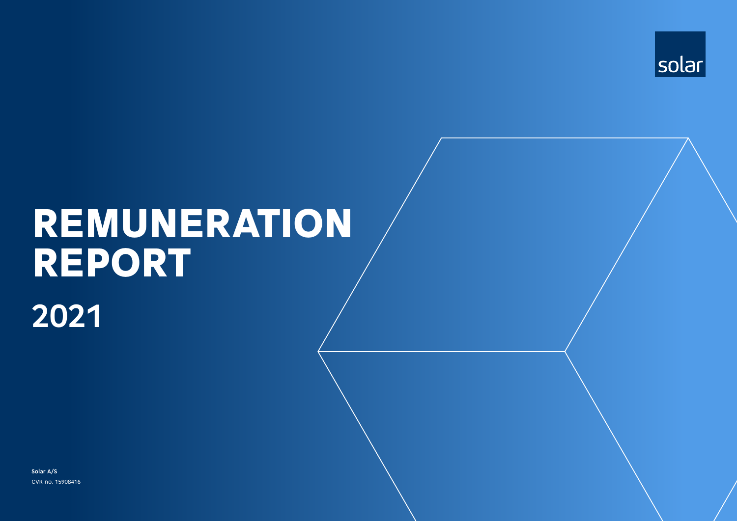solar

# REMUNERATION REPORT

## 2021

**Solar A/S**
CVR no. 15908416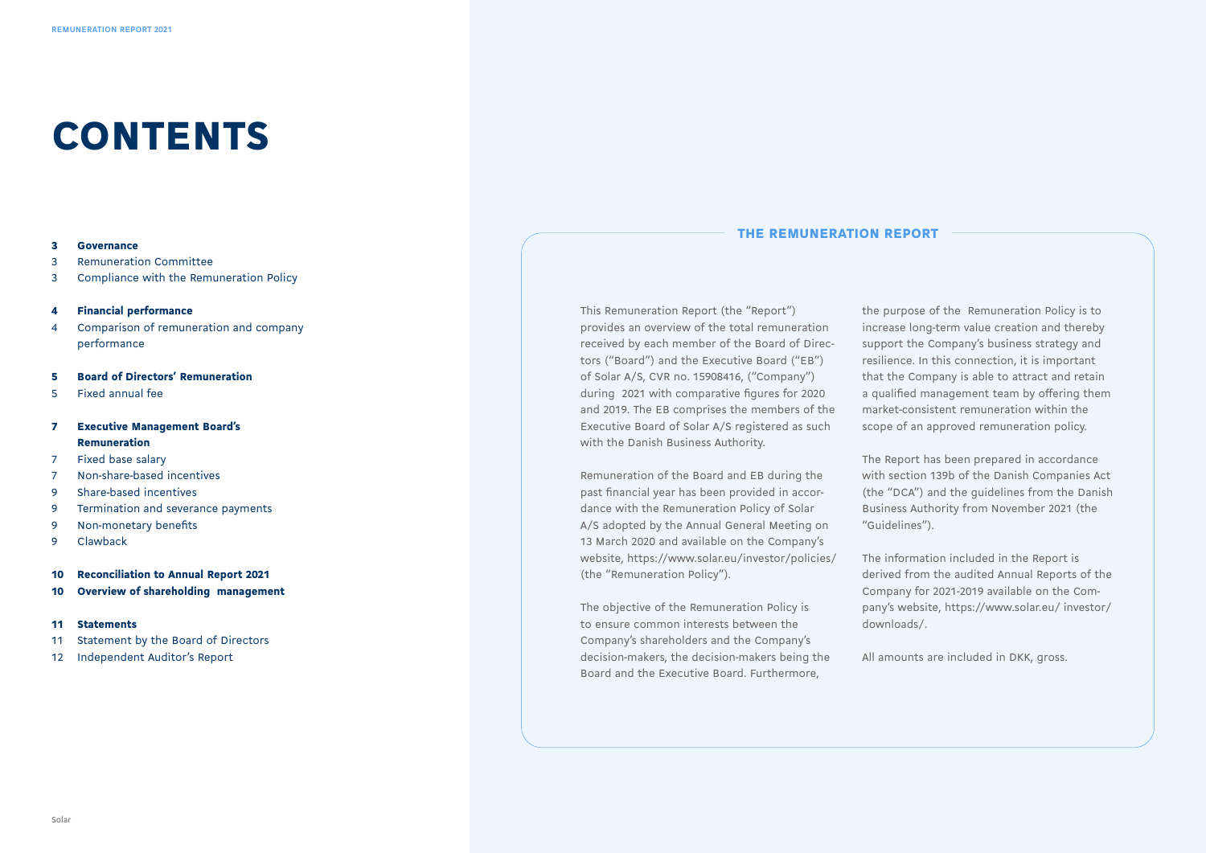# CONTENTS

**3 Governance**
3 Remuneration Committee
3 Compliance with the Remuneration Policy

**4 Financial performance**
4 Comparison of remuneration and company performance

**5 Board of Directors' Remuneration**
5 Fixed annual fee

**7 Executive Management Board's Remuneration**
7 Fixed base salary
7 Non-share-based incentives
9 Share-based incentives
9 Termination and severance payments
9 Non-monetary benefits
9 Clawback

**10 Reconciliation to Annual Report 2021**
**10 Overview of shareholding management**

**11 Statements**
11 Statement by the Board of Directors
12 Independent Auditor's Report

## THE REMUNERATION REPORT

This Remuneration Report (the "Report") provides an overview of the total remuneration received by each member of the Board of Directors ("Board") and the Executive Board ("EB") of Solar A/S, CVR no. 15908416, ("Company") during 2021 with comparative figures for 2020 and 2019. The EB comprises the members of the Executive Board of Solar A/S registered as such with the Danish Business Authority.

Remuneration of the Board and EB during the past financial year has been provided in accordance with the Remuneration Policy of Solar A/S adopted by the Annual General Meeting on 13 March 2020 and available on the Company's website, https://www.solar.eu/investor/policies/ (the "Remuneration Policy").

The objective of the Remuneration Policy is to ensure common interests between the Company's shareholders and the Company's decision-makers, the decision-makers being the Board and the Executive Board. Furthermore, the purpose of the Remuneration Policy is to increase long-term value creation and thereby support the Company's business strategy and resilience. In this connection, it is important that the Company is able to attract and retain a qualified management team by offering them market-consistent remuneration within the scope of an approved remuneration policy.

The Report has been prepared in accordance with section 139b of the Danish Companies Act (the "DCA") and the guidelines from the Danish Business Authority from November 2021 (the "Guidelines").

The information included in the Report is derived from the audited Annual Reports of the Company for 2021-2019 available on the Company's website, https://www.solar.eu/ investor/downloads/.

All amounts are included in DKK, gross.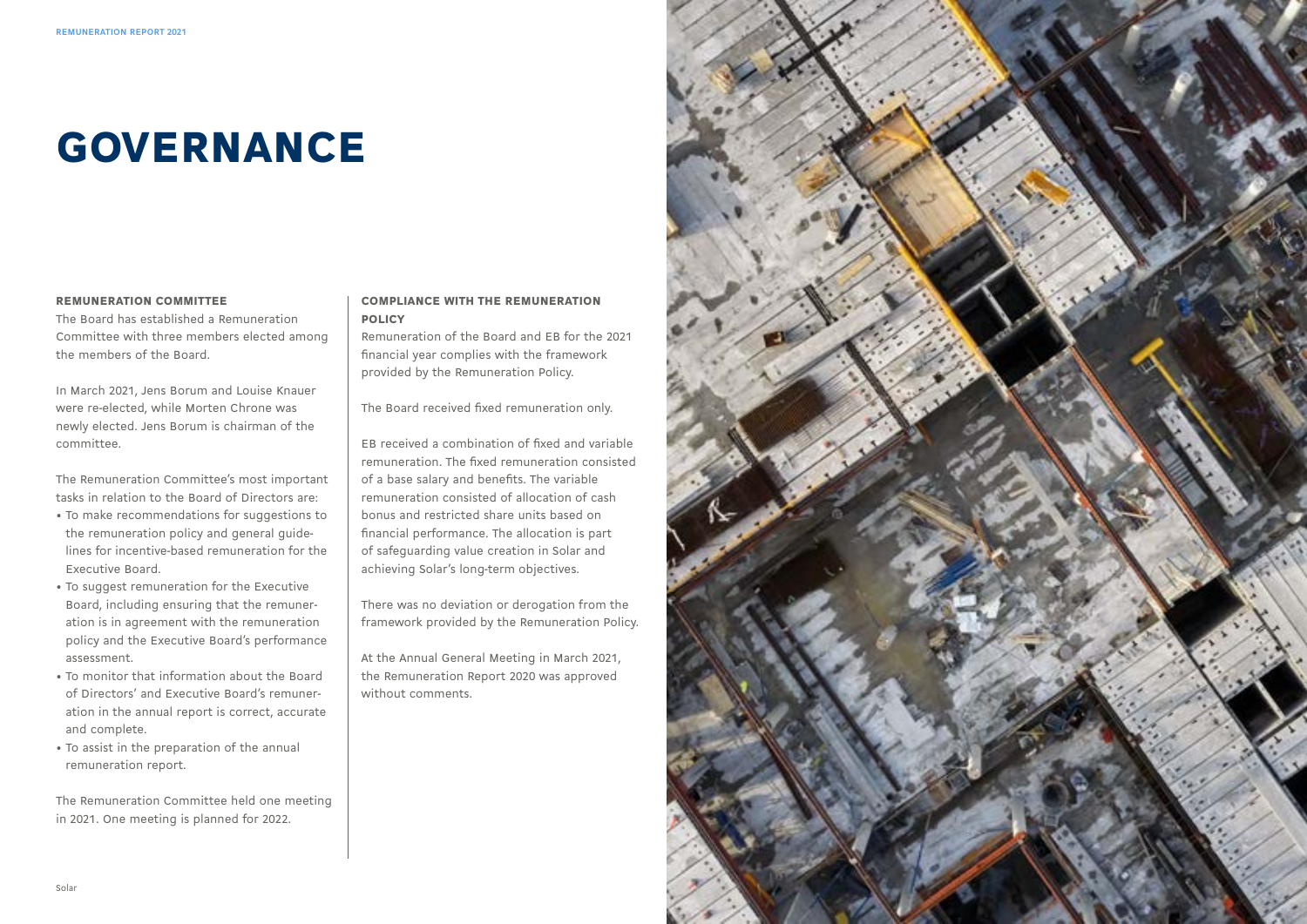# GOVERNANCE

### REMUNERATION COMMITTEE

The Board has established a Remuneration Committee with three members elected among the members of the Board.

In March 2021, Jens Borum and Louise Knauer were re-elected, while Morten Chrone was newly elected. Jens Borum is chairman of the committee.

The Remuneration Committee's most important tasks in relation to the Board of Directors are:

- To make recommendations for suggestions to the remuneration policy and general guidelines for incentive-based remuneration for the Executive Board.
- To suggest remuneration for the Executive Board, including ensuring that the remuneration is in agreement with the remuneration policy and the Executive Board's performance assessment.
- To monitor that information about the Board of Directors' and Executive Board's remuneration in the annual report is correct, accurate and complete.
- To assist in the preparation of the annual remuneration report.

The Remuneration Committee held one meeting in 2021. One meeting is planned for 2022.

### COMPLIANCE WITH THE REMUNERATION POLICY

Remuneration of the Board and EB for the 2021 financial year complies with the framework provided by the Remuneration Policy.

The Board received fixed remuneration only.

EB received a combination of fixed and variable remuneration. The fixed remuneration consisted of a base salary and benefits. The variable remuneration consisted of allocation of cash bonus and restricted share units based on financial performance. The allocation is part of safeguarding value creation in Solar and achieving Solar's long-term objectives.

There was no deviation or derogation from the framework provided by the Remuneration Policy.

At the Annual General Meeting in March 2021, the Remuneration Report 2020 was approved without comments.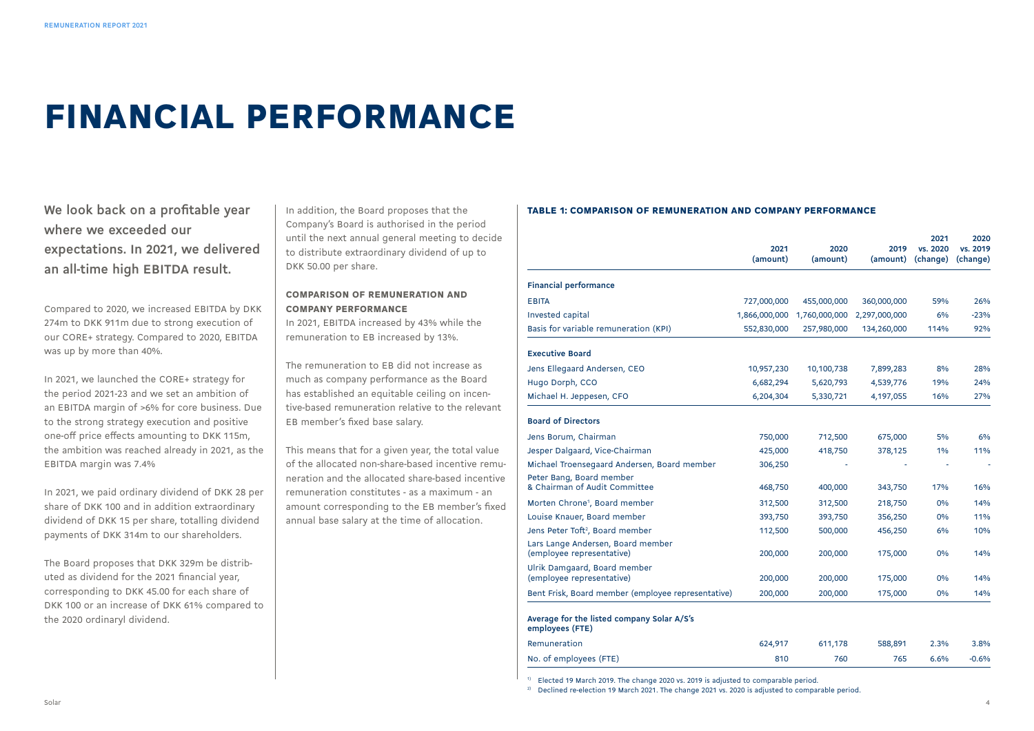# FINANCIAL PERFORMANCE

**We look back on a profitable year where we exceeded our expectations. In 2021, we delivered an all-time high EBITDA result.**

Compared to 2020, we increased EBITDA by DKK 274m to DKK 911m due to strong execution of our CORE+ strategy. Compared to 2020, EBITDA was up by more than 40%.

In 2021, we launched the CORE+ strategy for the period 2021-23 and we set an ambition of an EBITDA margin of >6% for core business. Due to the strong strategy execution and positive one-off price effects amounting to DKK 115m, the ambition was reached already in 2021, as the EBITDA margin was 7.4%

In 2021, we paid ordinary dividend of DKK 28 per share of DKK 100 and in addition extraordinary dividend of DKK 15 per share, totalling dividend payments of DKK 314m to our shareholders.

The Board proposes that DKK 329m be distributed as dividend for the 2021 financial year, corresponding to DKK 45.00 for each share of DKK 100 or an increase of DKK 61% compared to the 2020 ordinaryl dividend.

In addition, the Board proposes that the Company's Board is authorised in the period until the next annual general meeting to decide to distribute extraordinary dividend of up to DKK 50.00 per share.

### COMPARISON OF REMUNERATION AND COMPANY PERFORMANCE

In 2021, EBITDA increased by 43% while the remuneration to EB increased by 13%.

The remuneration to EB did not increase as much as company performance as the Board has established an equitable ceiling on incentive-based remuneration relative to the relevant EB member's fixed base salary.

This means that for a given year, the total value of the allocated non-share-based incentive remuneration and the allocated share-based incentive remuneration constitutes - as a maximum - an amount corresponding to the EB member's fixed annual base salary at the time of allocation.

### TABLE 1: COMPARISON OF REMUNERATION AND COMPANY PERFORMANCE

| | 2021 (amount) | 2020 (amount) | 2019 (amount) | 2021 vs. 2020 (change) | 2020 vs. 2019 (change) |
|---|---|---|---|---|---|
| **Financial performance** | | | | | |
| EBITA | 727,000,000 | 455,000,000 | 360,000,000 | 59% | 26% |
| Invested capital | 1,866,000,000 | 1,760,000,000 | 2,297,000,000 | 6% | -23% |
| Basis for variable remuneration (KPI) | 552,830,000 | 257,980,000 | 134,260,000 | 114% | 92% |
| **Executive Board** | | | | | |
| Jens Ellegaard Andersen, CEO | 10,957,230 | 10,100,738 | 7,899,283 | 8% | 28% |
| Hugo Dorph, CCO | 6,682,294 | 5,620,793 | 4,539,776 | 19% | 24% |
| Michael H. Jeppesen, CFO | 6,204,304 | 5,330,721 | 4,197,055 | 16% | 27% |
| **Board of Directors** | | | | | |
| Jens Borum, Chairman | 750,000 | 712,500 | 675,000 | 5% | 6% |
| Jesper Dalgaard, Vice-Chairman | 425,000 | 418,750 | 378,125 | 1% | 11% |
| Michael Troensegaard Andersen, Board member | 306,250 | - | - | - | - |
| Peter Bang, Board member & Chairman of Audit Committee | 468,750 | 400,000 | 343,750 | 17% | 16% |
| Morten Chrone[1], Board member | 312,500 | 312,500 | 218,750 | 0% | 14% |
| Louise Knauer, Board member | 393,750 | 393,750 | 356,250 | 0% | 11% |
| Jens Peter Toft[2], Board member | 112,500 | 500,000 | 456,250 | 6% | 10% |
| Lars Lange Andersen, Board member (employee representative) | 200,000 | 200,000 | 175,000 | 0% | 14% |
| Ulrik Damgaard, Board member (employee representative) | 200,000 | 200,000 | 175,000 | 0% | 14% |
| Bent Frisk, Board member (employee representative) | 200,000 | 200,000 | 175,000 | 0% | 14% |
| **Average for the listed company Solar A/S's employees (FTE)** | | | | | |
| Remuneration | 624,917 | 611,178 | 588,891 | 2.3% | 3.8% |
| No. of employees (FTE) | 810 | 760 | 765 | 6.6% | -0.6% |

[1] Elected 19 March 2019. The change 2020 vs. 2019 is adjusted to comparable period.
[2] Declined re-election 19 March 2021. The change 2021 vs. 2020 is adjusted to comparable period.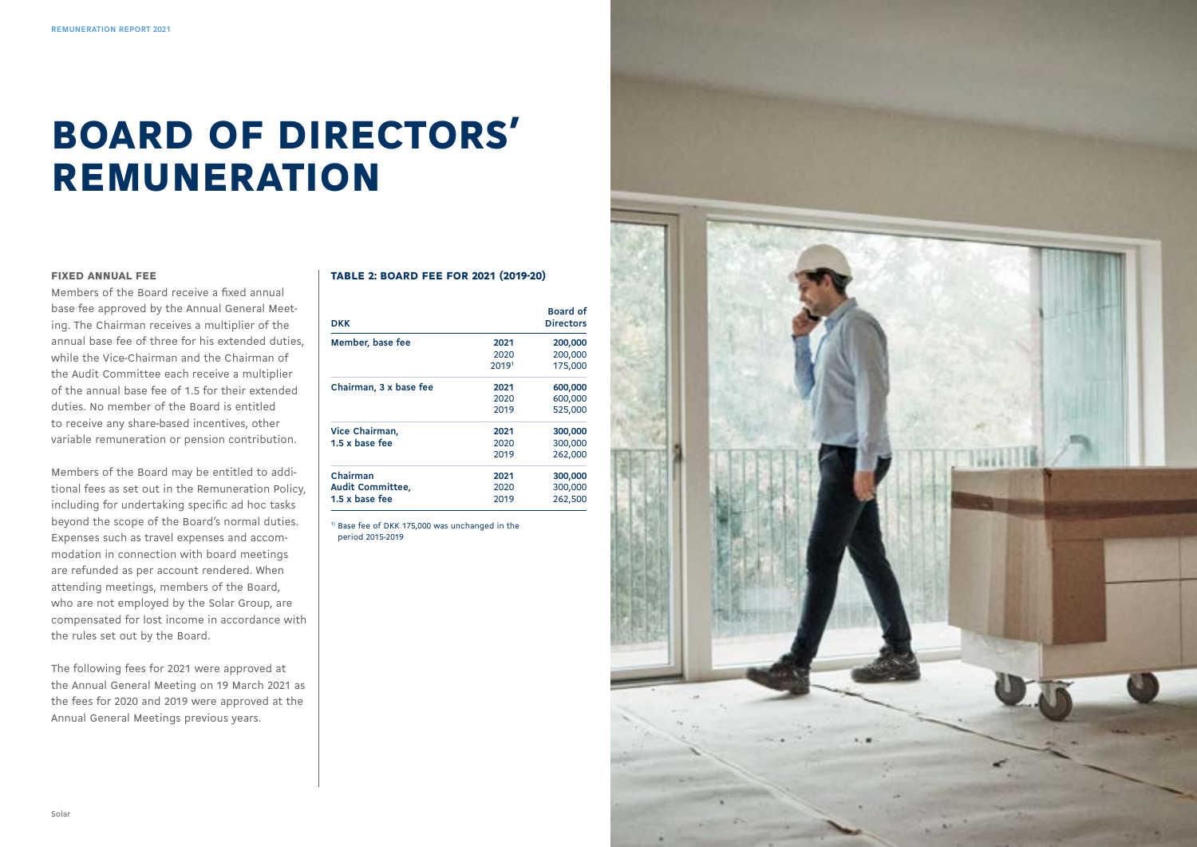# BOARD OF DIRECTORS' REMUNERATION

### FIXED ANNUAL FEE

Members of the Board receive a fixed annual base fee approved by the Annual General Meeting. The Chairman receives a multiplier of the annual base fee of three for his extended duties, while the Vice-Chairman and the Chairman of the Audit Committee each receive a multiplier of the annual base fee of 1.5 for their extended duties. No member of the Board is entitled to receive any share-based incentives, other variable remuneration or pension contribution.

Members of the Board may be entitled to additional fees as set out in the Remuneration Policy, including for undertaking specific ad hoc tasks beyond the scope of the Board's normal duties. Expenses such as travel expenses and accommodation in connection with board meetings are refunded as per account rendered. When attending meetings, members of the Board, who are not employed by the Solar Group, are compensated for lost income in accordance with the rules set out by the Board.

The following fees for 2021 were approved at the Annual General Meeting on 19 March 2021 as the fees for 2020 and 2019 were approved at the Annual General Meetings previous years.

### TABLE 2: BOARD FEE FOR 2021 (2019-20)

| DKK | | Board of Directors |
|---|---|---|
| **Member, base fee** | **2021** | **200,000** |
| | 2020 | 200,000 |
| | 2019[1] | 175,000 |
| **Chairman, 3 x base fee** | **2021** | **600,000** |
| | 2020 | 600,000 |
| | 2019 | 525,000 |
| **Vice Chairman, 1.5 x base fee** | **2021** | **300,000** |
| | 2020 | 300,000 |
| | 2019 | 262,000 |
| **Chairman Audit Committee, 1.5 x base fee** | **2021** | **300,000** |
| | 2020 | 300,000 |
| | 2019 | 262,500 |

[1] Base fee of DKK 175,000 was unchanged in the period 2015-2019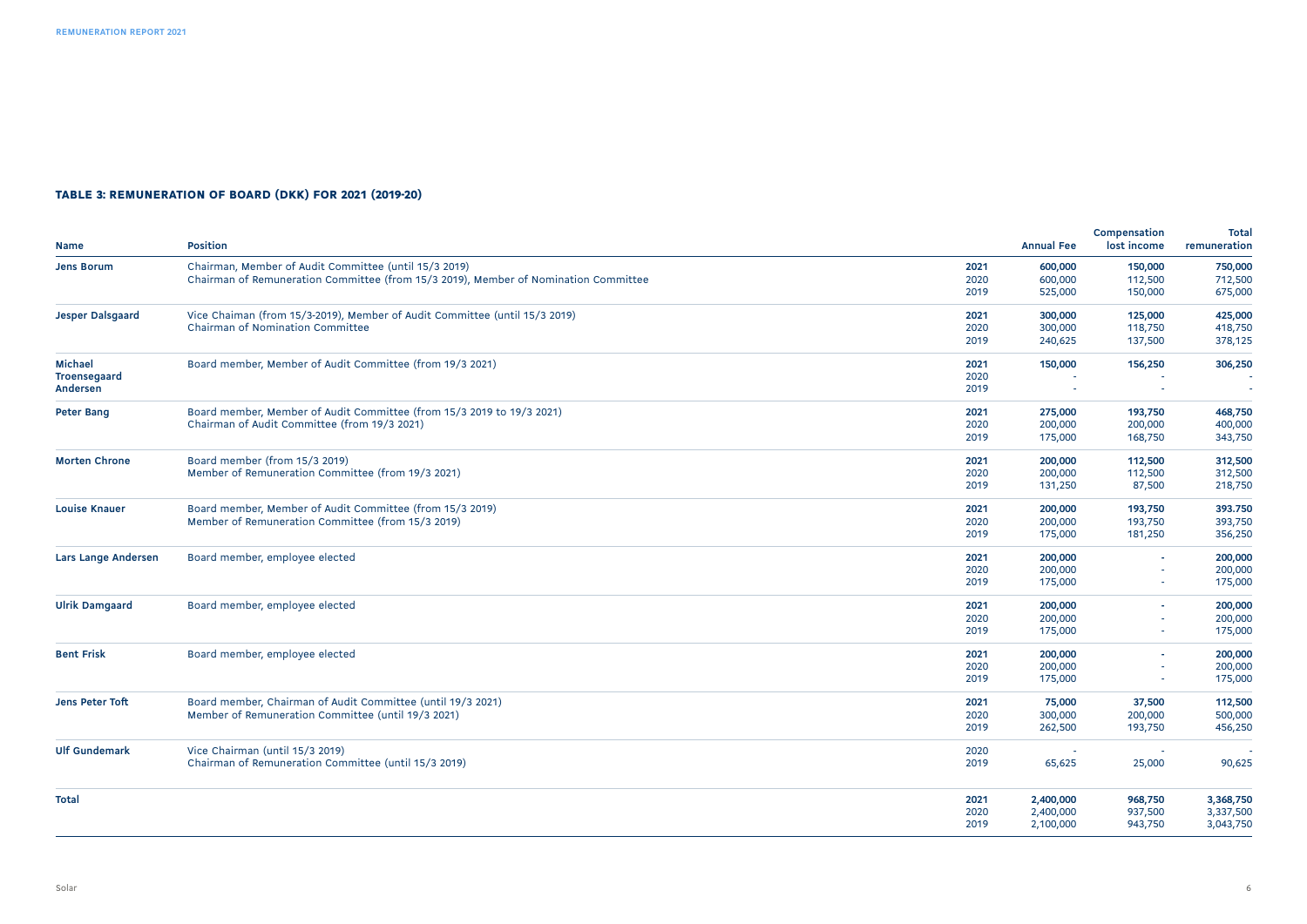### TABLE 3: REMUNERATION OF BOARD (DKK) FOR 2021 (2019-20)

| Name | Position | | Annual Fee | Compensation lost income | Total remuneration |
|---|---|---|---|---|---|
| **Jens Borum** | Chairman, Member of Audit Committee (until 15/3 2019) Chairman of Remuneration Committee (from 15/3 2019), Member of Nomination Committee | **2021** | **600,000** | **150,000** | **750,000** |
| | | 2020 | 600,000 | 112,500 | 712,500 |
| | | 2019 | 525,000 | 150,000 | 675,000 |
| **Jesper Dalsgaard** | Vice Chaiman (from 15/3-2019), Member of Audit Committee (until 15/3 2019) Chairman of Nomination Committee | **2021** | **300,000** | **125,000** | **425,000** |
| | | 2020 | 300,000 | 118,750 | 418,750 |
| | | 2019 | 240,625 | 137,500 | 378,125 |
| **Michael Troensegaard Andersen** | Board member, Member of Audit Committee (from 19/3 2021) | **2021** | **150,000** | **156,250** | **306,250** |
| | | 2020 | - | - | - |
| | | 2019 | - | - | - |
| **Peter Bang** | Board member, Member of Audit Committee (from 15/3 2019 to 19/3 2021) Chairman of Audit Committee (from 19/3 2021) | **2021** | **275,000** | **193,750** | **468,750** |
| | | 2020 | 200,000 | 200,000 | 400,000 |
| | | 2019 | 175,000 | 168,750 | 343,750 |
| **Morten Chrone** | Board member (from 15/3 2019) Member of Remuneration Committee (from 19/3 2021) | **2021** | **200,000** | **112,500** | **312,500** |
| | | 2020 | 200,000 | 112,500 | 312,500 |
| | | 2019 | 131,250 | 87,500 | 218,750 |
| **Louise Knauer** | Board member, Member of Audit Committee (from 15/3 2019) Member of Remuneration Committee (from 15/3 2019) | **2021** | **200,000** | **193,750** | **393.750** |
| | | 2020 | 200,000 | 193,750 | 393,750 |
| | | 2019 | 175,000 | 181,250 | 356,250 |
| **Lars Lange Andersen** | Board member, employee elected | **2021** | **200,000** | **-** | **200,000** |
| | | 2020 | 200,000 | - | 200,000 |
| | | 2019 | 175,000 | - | 175,000 |
| **Ulrik Damgaard** | Board member, employee elected | **2021** | **200,000** | **-** | **200,000** |
| | | 2020 | 200,000 | - | 200,000 |
| | | 2019 | 175,000 | - | 175,000 |
| **Bent Frisk** | Board member, employee elected | **2021** | **200,000** | **-** | **200,000** |
| | | 2020 | 200,000 | - | 200,000 |
| | | 2019 | 175,000 | - | 175,000 |
| **Jens Peter Toft** | Board member, Chairman of Audit Committee (until 19/3 2021) Member of Remuneration Committee (until 19/3 2021) | **2021** | **75,000** | **37,500** | **112,500** |
| | | 2020 | 300,000 | 200,000 | 500,000 |
| | | 2019 | 262,500 | 193,750 | 456,250 |
| **Ulf Gundemark** | Vice Chairman (until 15/3 2019) Chairman of Remuneration Committee (until 15/3 2019) | 2020 | - | - | - |
| | | 2019 | 65,625 | 25,000 | 90,625 |
| **Total** | | **2021** | **2,400,000** | **968,750** | **3,368,750** |
| | | 2020 | 2,400,000 | 937,500 | 3,337,500 |
| | | 2019 | 2,100,000 | 943,750 | 3,043,750 |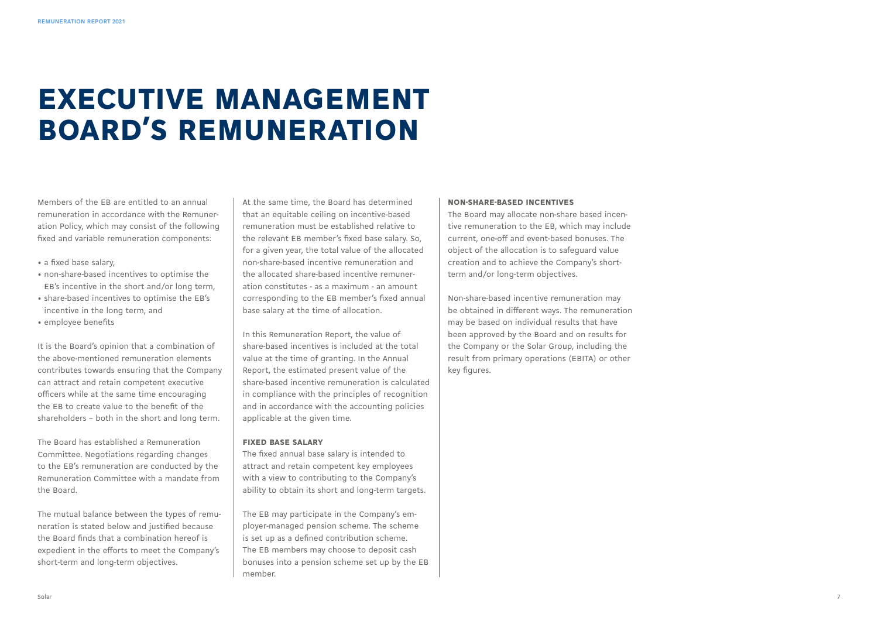# EXECUTIVE MANAGEMENT BOARD'S REMUNERATION

Members of the EB are entitled to an annual remuneration in accordance with the Remuneration Policy, which may consist of the following fixed and variable remuneration components:

- a fixed base salary,
- non-share-based incentives to optimise the EB's incentive in the short and/or long term,
- share-based incentives to optimise the EB's incentive in the long term, and
- employee benefits

It is the Board's opinion that a combination of the above-mentioned remuneration elements contributes towards ensuring that the Company can attract and retain competent executive officers while at the same time encouraging the EB to create value to the benefit of the shareholders – both in the short and long term.

The Board has established a Remuneration Committee. Negotiations regarding changes to the EB's remuneration are conducted by the Remuneration Committee with a mandate from the Board.

The mutual balance between the types of remuneration is stated below and justified because the Board finds that a combination hereof is expedient in the efforts to meet the Company's short-term and long-term objectives.

At the same time, the Board has determined that an equitable ceiling on incentive-based remuneration must be established relative to the relevant EB member's fixed base salary. So, for a given year, the total value of the allocated non-share-based incentive remuneration and the allocated share-based incentive remuneration constitutes - as a maximum - an amount corresponding to the EB member's fixed annual base salary at the time of allocation.

In this Remuneration Report, the value of share-based incentives is included at the total value at the time of granting. In the Annual Report, the estimated present value of the share-based incentive remuneration is calculated in compliance with the principles of recognition and in accordance with the accounting policies applicable at the given time.

### FIXED BASE SALARY

The fixed annual base salary is intended to attract and retain competent key employees with a view to contributing to the Company's ability to obtain its short and long-term targets.

The EB may participate in the Company's employer-managed pension scheme. The scheme is set up as a defined contribution scheme. The EB members may choose to deposit cash bonuses into a pension scheme set up by the EB member.

### NON-SHARE-BASED INCENTIVES

The Board may allocate non-share based incentive remuneration to the EB, which may include current, one-off and event-based bonuses. The object of the allocation is to safeguard value creation and to achieve the Company's short-term and/or long-term objectives.

Non-share-based incentive remuneration may be obtained in different ways. The remuneration may be based on individual results that have been approved by the Board and on results for the Company or the Solar Group, including the result from primary operations (EBITA) or other key figures.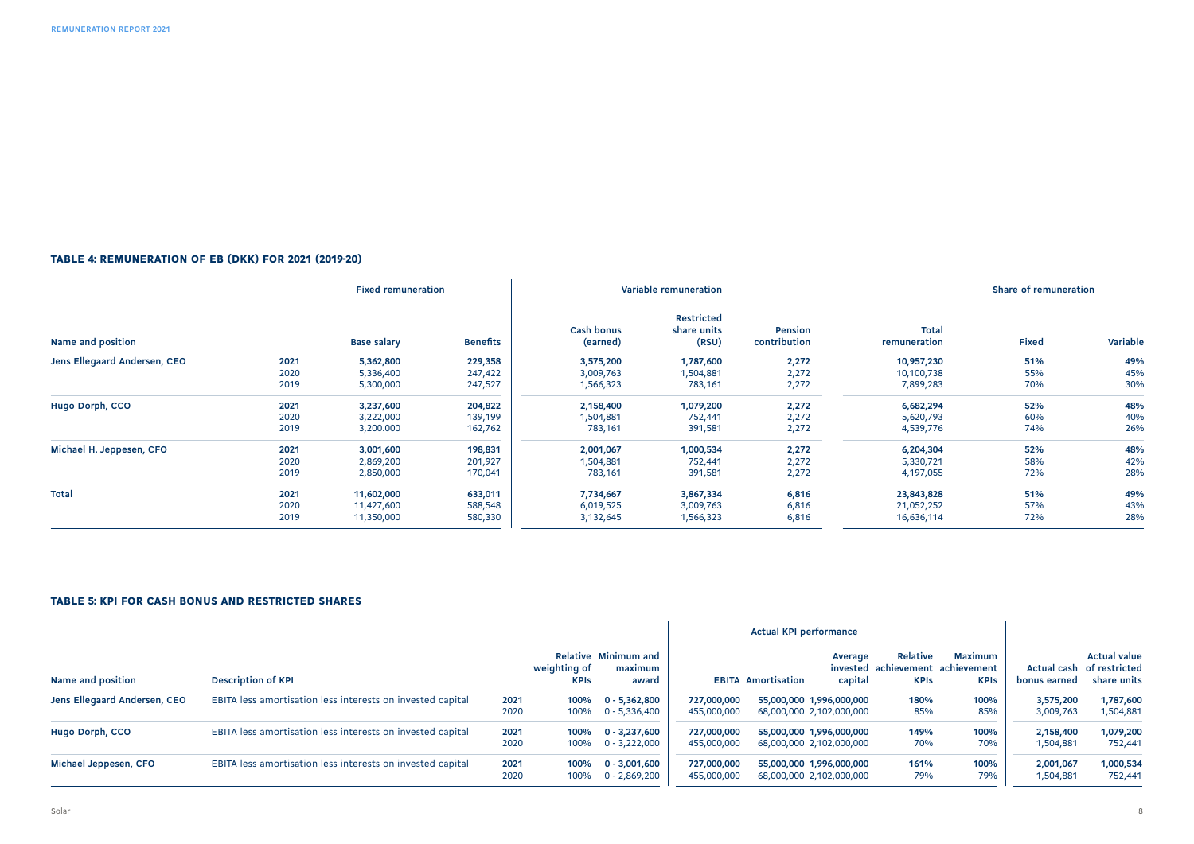### TABLE 4: REMUNERATION OF EB (DKK) FOR 2021 (2019-20)

| | | Fixed remuneration | | Variable remuneration | | | Share of remuneration | | |
|---|---|---|---|---|---|---|---|---|---|
| **Name and position** | | **Base salary** | **Benefits** | **Cash bonus (earned)** | **Restricted share units (RSU)** | **Pension contribution** | **Total remuneration** | **Fixed** | **Variable** |
| **Jens Ellegaard Andersen, CEO** | **2021** | **5,362,800** | **229,358** | **3,575,200** | **1,787,600** | **2,272** | **10,957,230** | **51%** | **49%** |
| | 2020 | 5,336,400 | 247,422 | 3,009,763 | 1,504,881 | 2,272 | 10,100,738 | 55% | 45% |
| | 2019 | 5,300,000 | 247,527 | 1,566,323 | 783,161 | 2,272 | 7,899,283 | 70% | 30% |
| **Hugo Dorph, CCO** | **2021** | **3,237,600** | **204,822** | **2,158,400** | **1,079,200** | **2,272** | **6,682,294** | **52%** | **48%** |
| | 2020 | 3,222,000 | 139,199 | 1,504,881 | 752,441 | 2,272 | 5,620,793 | 60% | 40% |
| | 2019 | 3,200.000 | 162,762 | 783,161 | 391,581 | 2,272 | 4,539,776 | 74% | 26% |
| **Michael H. Jeppesen, CFO** | **2021** | **3,001,600** | **198,831** | **2,001,067** | **1,000,534** | **2,272** | **6,204,304** | **52%** | **48%** |
| | 2020 | 2,869,200 | 201,927 | 1,504,881 | 752,441 | 2,272 | 5,330,721 | 58% | 42% |
| | 2019 | 2,850,000 | 170,041 | 783,161 | 391,581 | 2,272 | 4,197,055 | 72% | 28% |
| **Total** | **2021** | **11,602,000** | **633,011** | **7,734,667** | **3,867,334** | **6,816** | **23,843,828** | **51%** | **49%** |
| | 2020 | 11,427,600 | 588,548 | 6,019,525 | 3,009,763 | 6,816 | 21,052,252 | 57% | 43% |
| | 2019 | 11,350,000 | 580,330 | 3,132,645 | 1,566,323 | 6,816 | 16,636,114 | 72% | 28% |

### TABLE 5: KPI FOR CASH BONUS AND RESTRICTED SHARES

| | | | | | Actual KPI performance | | | | | | |
|---|---|---|---|---|---|---|---|---|---|---|---|
| **Name and position** | **Description of KPI** | | **Relative weighting of KPIs** | **Minimum and maximum award** | **EBITA** | **Amortisation** | **Average invested capital** | **Relative achievement KPIs** | **Maximum achievement KPIs** | **Actual cash bonus earned** | **Actual value of restricted share units** |
| **Jens Ellegaard Andersen, CEO** | EBITA less amortisation less interests on invested capital | **2021** | **100%** | **0 - 5,362,800** | **727,000,000** | **55,000,000** | **1,996,000,000** | **180%** | **100%** | **3,575,200** | **1,787,600** |
| | | 2020 | 100% | 0 - 5,336,400 | 455,000,000 | 68,000,000 | 2,102,000,000 | 85% | 85% | 3,009,763 | 1,504,881 |
| **Hugo Dorph, CCO** | EBITA less amortisation less interests on invested capital | **2021** | **100%** | **0 - 3,237,600** | **727,000,000** | **55,000,000** | **1,996,000,000** | **149%** | **100%** | **2,158,400** | **1,079,200** |
| | | 2020 | 100% | 0 - 3,222,000 | 455,000,000 | 68,000,000 | 2,102,000,000 | 70% | 70% | 1,504,881 | 752,441 |
| **Michael Jeppesen, CFO** | EBITA less amortisation less interests on invested capital | **2021** | **100%** | **0 - 3,001,600** | **727,000,000** | **55,000,000** | **1,996,000,000** | **161%** | **100%** | **2,001,067** | **1,000,534** |
| | | 2020 | 100% | 0 - 2,869,200 | 455,000,000 | 68,000,000 | 2,102,000,000 | 79% | 79% | 1,504,881 | 752,441 |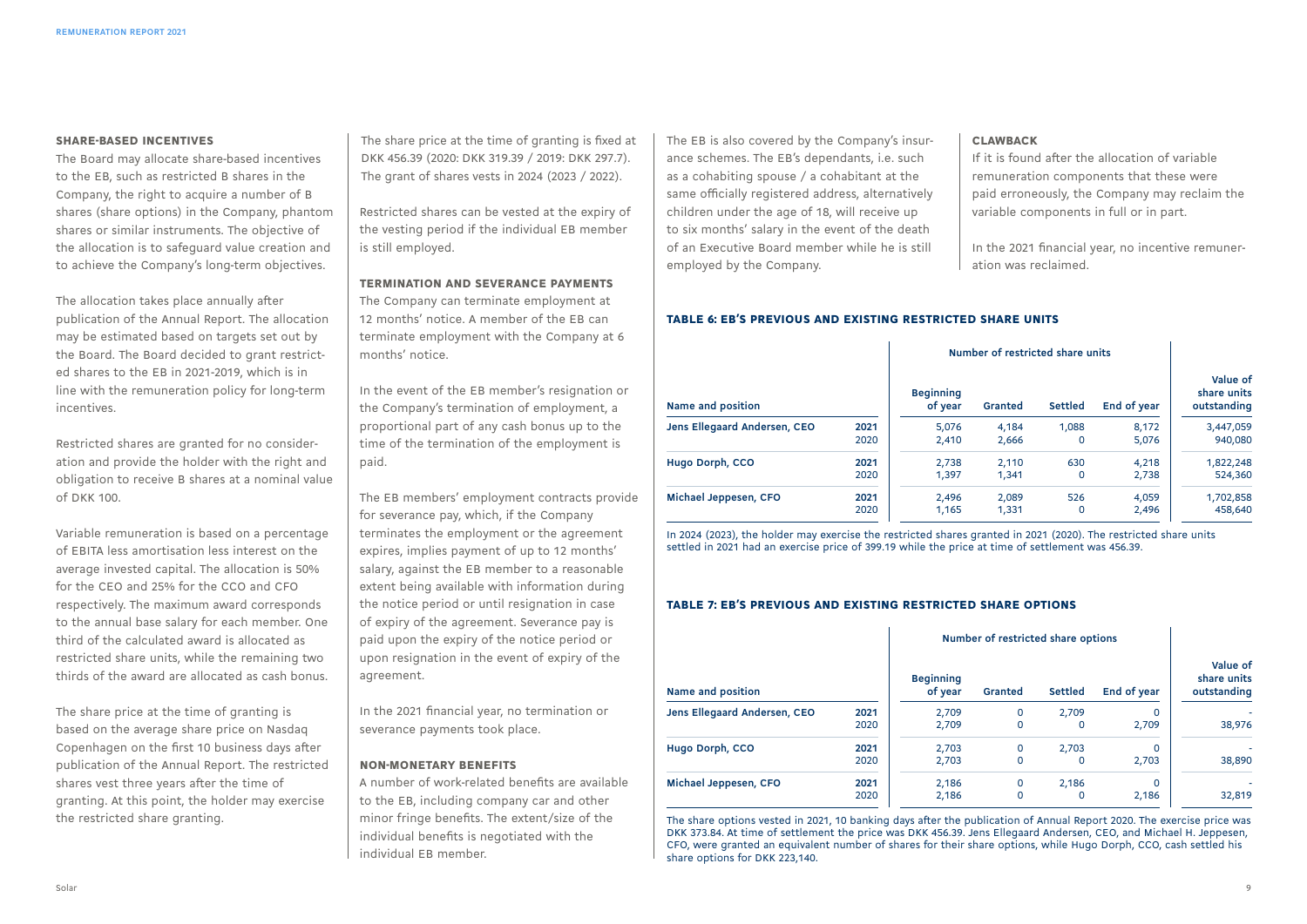## SHARE-BASED INCENTIVES

The Board may allocate share-based incentives to the EB, such as restricted B shares in the Company, the right to acquire a number of B shares (share options) in the Company, phantom shares or similar instruments. The objective of the allocation is to safeguard value creation and to achieve the Company's long-term objectives.

The allocation takes place annually after publication of the Annual Report. The allocation may be estimated based on targets set out by the Board. The Board decided to grant restricted shares to the EB in 2021-2019, which is in line with the remuneration policy for long-term incentives.

Restricted shares are granted for no consideration and provide the holder with the right and obligation to receive B shares at a nominal value of DKK 100.

Variable remuneration is based on a percentage of EBITA less amortisation less interest on the average invested capital. The allocation is 50% for the CEO and 25% for the CCO and CFO respectively. The maximum award corresponds to the annual base salary for each member. One third of the calculated award is allocated as restricted share units, while the remaining two thirds of the award are allocated as cash bonus.

The share price at the time of granting is based on the average share price on Nasdaq Copenhagen on the first 10 business days after publication of the Annual Report. The restricted shares vest three years after the time of granting. At this point, the holder may exercise the restricted share granting.

The share price at the time of granting is fixed at DKK 456.39 (2020: DKK 319.39 / 2019: DKK 297.7). The grant of shares vests in 2024 (2023 / 2022).

Restricted shares can be vested at the expiry of the vesting period if the individual EB member is still employed.

## TERMINATION AND SEVERANCE PAYMENTS

The Company can terminate employment at 12 months' notice. A member of the EB can terminate employment with the Company at 6 months' notice.

In the event of the EB member's resignation or the Company's termination of employment, a proportional part of any cash bonus up to the time of the termination of the employment is paid.

The EB members' employment contracts provide for severance pay, which, if the Company terminates the employment or the agreement expires, implies payment of up to 12 months' salary, against the EB member to a reasonable extent being available with information during the notice period or until resignation in case of expiry of the agreement. Severance pay is paid upon the expiry of the notice period or upon resignation in the event of expiry of the agreement.

In the 2021 financial year, no termination or severance payments took place.

## NON-MONETARY BENEFITS

A number of work-related benefits are available to the EB, including company car and other minor fringe benefits. The extent/size of the individual benefits is negotiated with the individual EB member.

The EB is also covered by the Company's insurance schemes. The EB's dependants, i.e. such as a cohabiting spouse / a cohabitant at the same officially registered address, alternatively children under the age of 18, will receive up to six months' salary in the event of the death of an Executive Board member while he is still employed by the Company.

## CLAWBACK

If it is found after the allocation of variable remuneration components that these were paid erroneously, the Company may reclaim the variable components in full or in part.

In the 2021 financial year, no incentive remuneration was reclaimed.

### TABLE 6: EB'S PREVIOUS AND EXISTING RESTRICTED SHARE UNITS

| Name and position | | Number of restricted share units | | | | Value of share units outstanding |
|---|---|---|---|---|---|---|
| | | Beginning of year | Granted | Settled | End of year | |
| Jens Ellegaard Andersen, CEO | 2021 | 5,076 | 4,184 | 1,088 | 8,172 | 3,447,059 |
| | 2020 | 2,410 | 2,666 | 0 | 5,076 | 940,080 |
| Hugo Dorph, CCO | 2021 | 2,738 | 2,110 | 630 | 4,218 | 1,822,248 |
| | 2020 | 1,397 | 1,341 | 0 | 2,738 | 524,360 |
| Michael Jeppesen, CFO | 2021 | 2,496 | 2,089 | 526 | 4,059 | 1,702,858 |
| | 2020 | 1,165 | 1,331 | 0 | 2,496 | 458,640 |

In 2024 (2023), the holder may exercise the restricted shares granted in 2021 (2020). The restricted share units settled in 2021 had an exercise price of 399.19 while the price at time of settlement was 456.39.

### TABLE 7: EB'S PREVIOUS AND EXISTING RESTRICTED SHARE OPTIONS

| Name and position | | Number of restricted share options | | | | Value of share units outstanding |
|---|---|---|---|---|---|---|
| | | Beginning of year | Granted | Settled | End of year | |
| Jens Ellegaard Andersen, CEO | 2021 | 2,709 | 0 | 2,709 | 0 | - |
| | 2020 | 2,709 | 0 | 0 | 2,709 | 38,976 |
| Hugo Dorph, CCO | 2021 | 2,703 | 0 | 2,703 | 0 | - |
| | 2020 | 2,703 | 0 | 0 | 2,703 | 38,890 |
| Michael Jeppesen, CFO | 2021 | 2,186 | 0 | 2,186 | 0 | - |
| | 2020 | 2,186 | 0 | 0 | 2,186 | 32,819 |

The share options vested in 2021, 10 banking days after the publication of Annual Report 2020. The exercise price was DKK 373.84. At time of settlement the price was DKK 456.39. Jens Ellegaard Andersen, CEO, and Michael H. Jeppesen, CFO, were granted an equivalent number of shares for their share options, while Hugo Dorph, CCO, cash settled his share options for DKK 223,140.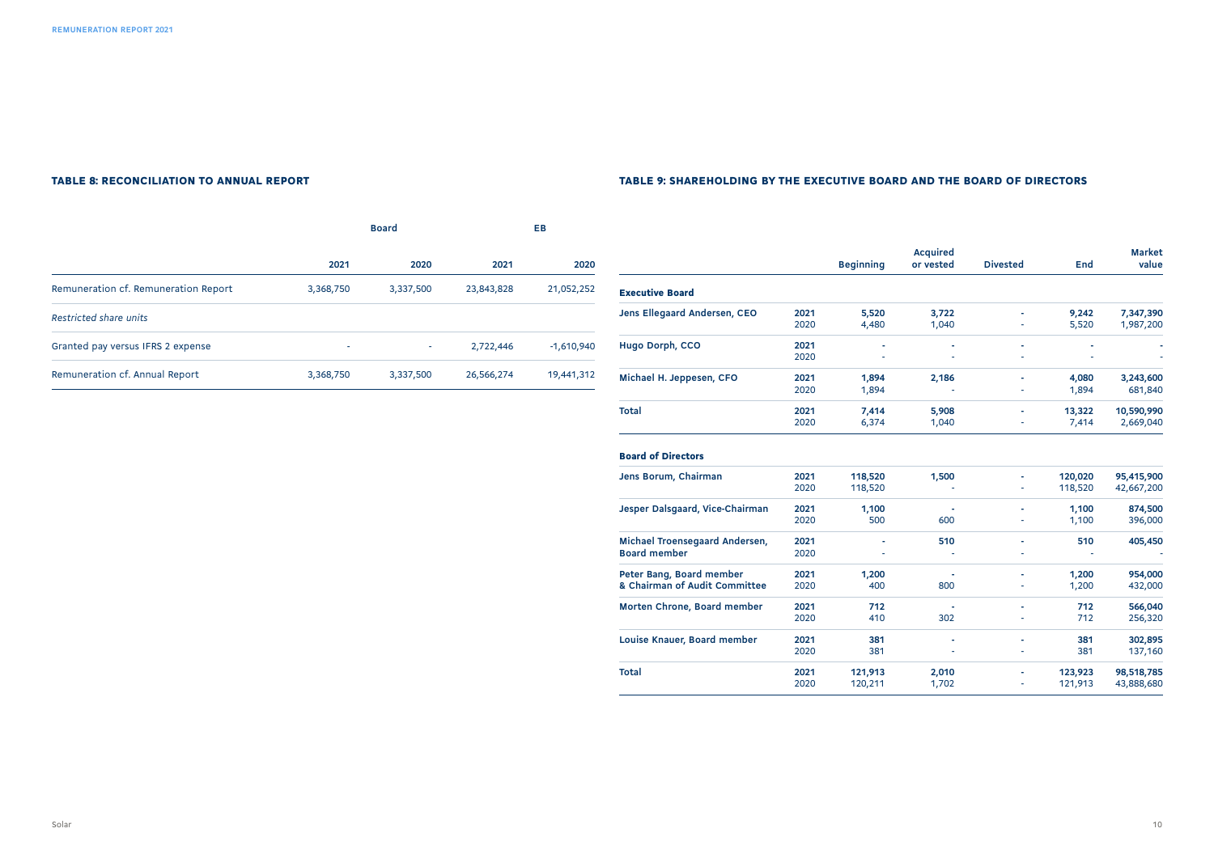### TABLE 8: RECONCILIATION TO ANNUAL REPORT

| | Board | | EB | |
|---|---|---|---|---|
| | 2021 | 2020 | 2021 | 2020 |
| Remuneration cf. Remuneration Report | 3,368,750 | 3,337,500 | 23,843,828 | 21,052,252 |
| *Restricted share units* | | | | |
| Granted pay versus IFRS 2 expense | - | - | 2,722,446 | -1,610,940 |
| Remuneration cf. Annual Report | 3,368,750 | 3,337,500 | 26,566,274 | 19,441,312 |

### TABLE 9: SHAREHOLDING BY THE EXECUTIVE BOARD AND THE BOARD OF DIRECTORS

| | | Beginning | Acquired or vested | Divested | End | Market value |
|---|---|---|---|---|---|---|
| **Executive Board** | | | | | | |
| **Jens Ellegaard Andersen, CEO** | **2021** | **5,520** | **3,722** | **-** | **9,242** | **7,347,390** |
| | 2020 | 4,480 | 1,040 | - | 5,520 | 1,987,200 |
| **Hugo Dorph, CCO** | **2021** | **-** | **-** | **-** | **-** | **-** |
| | 2020 | - | - | - | - | - |
| **Michael H. Jeppesen, CFO** | **2021** | **1,894** | **2,186** | **-** | **4,080** | **3,243,600** |
| | 2020 | 1,894 | - | - | 1,894 | 681,840 |
| **Total** | **2021** | **7,414** | **5,908** | **-** | **13,322** | **10,590,990** |
| | 2020 | 6,374 | 1,040 | - | 7,414 | 2,669,040 |
| **Board of Directors** | | | | | | |
| **Jens Borum, Chairman** | **2021** | **118,520** | **1,500** | **-** | **120,020** | **95,415,900** |
| | 2020 | 118,520 | - | - | 118,520 | 42,667,200 |
| **Jesper Dalsgaard, Vice-Chairman** | **2021** | **1,100** | **-** | **-** | **1,100** | **874,500** |
| | 2020 | 500 | 600 | - | 1,100 | 396,000 |
| **Michael Troensegaard Andersen, Board member** | **2021** | **-** | **510** | **-** | **510** | **405,450** |
| | 2020 | - | - | - | - | - |
| **Peter Bang, Board member & Chairman of Audit Committee** | **2021** | **1,200** | **-** | **-** | **1,200** | **954,000** |
| | 2020 | 400 | 800 | - | 1,200 | 432,000 |
| **Morten Chrone, Board member** | **2021** | **712** | **-** | **-** | **712** | **566,040** |
| | 2020 | 410 | 302 | - | 712 | 256,320 |
| **Louise Knauer, Board member** | **2021** | **381** | **-** | **-** | **381** | **302,895** |
| | 2020 | 381 | - | - | 381 | 137,160 |
| **Total** | **2021** | **121,913** | **2,010** | **-** | **123,923** | **98,518,785** |
| | 2020 | 120,211 | 1,702 | - | 121,913 | 43,888,680 |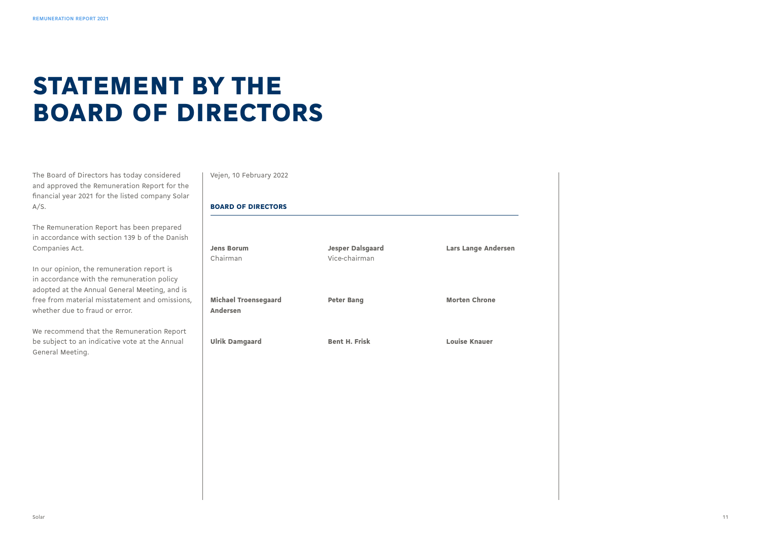# STATEMENT BY THE BOARD OF DIRECTORS

The Board of Directors has today considered and approved the Remuneration Report for the financial year 2021 for the listed company Solar A/S.

The Remuneration Report has been prepared in accordance with section 139 b of the Danish Companies Act.

In our opinion, the remuneration report is in accordance with the remuneration policy adopted at the Annual General Meeting, and is free from material misstatement and omissions, whether due to fraud or error.

We recommend that the Remuneration Report be subject to an indicative vote at the Annual General Meeting.

Vejen, 10 February 2022

### BOARD OF DIRECTORS

**Jens Borum**
Chairman

**Jesper Dalsgaard**
Vice-chairman

**Lars Lange Andersen**

**Michael Troensegaard Andersen**

**Peter Bang**

**Morten Chrone**

**Ulrik Damgaard**

**Bent H. Frisk**

**Louise Knauer**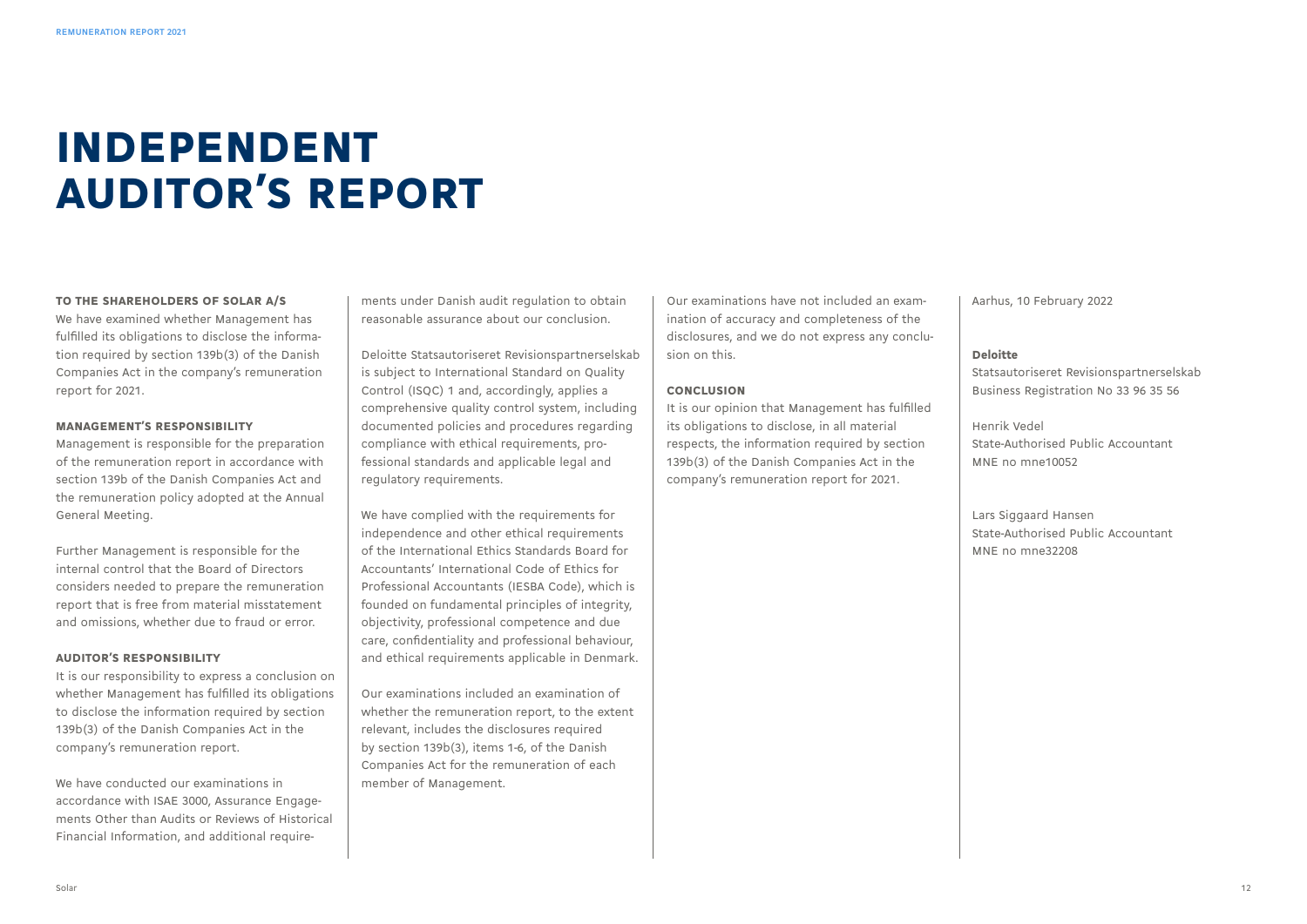# INDEPENDENT AUDITOR'S REPORT

### TO THE SHAREHOLDERS OF SOLAR A/S

We have examined whether Management has fulfilled its obligations to disclose the information required by section 139b(3) of the Danish Companies Act in the company's remuneration report for 2021.

### MANAGEMENT'S RESPONSIBILITY

Management is responsible for the preparation of the remuneration report in accordance with section 139b of the Danish Companies Act and the remuneration policy adopted at the Annual General Meeting.

Further Management is responsible for the internal control that the Board of Directors considers needed to prepare the remuneration report that is free from material misstatement and omissions, whether due to fraud or error.

### AUDITOR'S RESPONSIBILITY

It is our responsibility to express a conclusion on whether Management has fulfilled its obligations to disclose the information required by section 139b(3) of the Danish Companies Act in the company's remuneration report.

We have conducted our examinations in accordance with ISAE 3000, Assurance Engagements Other than Audits or Reviews of Historical Financial Information, and additional requirements under Danish audit regulation to obtain reasonable assurance about our conclusion.

Deloitte Statsautoriseret Revisionspartnerselskab is subject to International Standard on Quality Control (ISQC) 1 and, accordingly, applies a comprehensive quality control system, including documented policies and procedures regarding compliance with ethical requirements, professional standards and applicable legal and regulatory requirements.

We have complied with the requirements for independence and other ethical requirements of the International Ethics Standards Board for Accountants' International Code of Ethics for Professional Accountants (IESBA Code), which is founded on fundamental principles of integrity, objectivity, professional competence and due care, confidentiality and professional behaviour, and ethical requirements applicable in Denmark.

Our examinations included an examination of whether the remuneration report, to the extent relevant, includes the disclosures required by section 139b(3), items 1-6, of the Danish Companies Act for the remuneration of each member of Management.

Our examinations have not included an examination of accuracy and completeness of the disclosures, and we do not express any conclusion on this.

### CONCLUSION

It is our opinion that Management has fulfilled its obligations to disclose, in all material respects, the information required by section 139b(3) of the Danish Companies Act in the company's remuneration report for 2021.

Aarhus, 10 February 2022

**Deloitte**
Statsautoriseret Revisionspartnerselskab
Business Registration No 33 96 35 56

Henrik Vedel
State-Authorised Public Accountant
MNE no mne10052

Lars Siggaard Hansen
State-Authorised Public Accountant
MNE no mne32208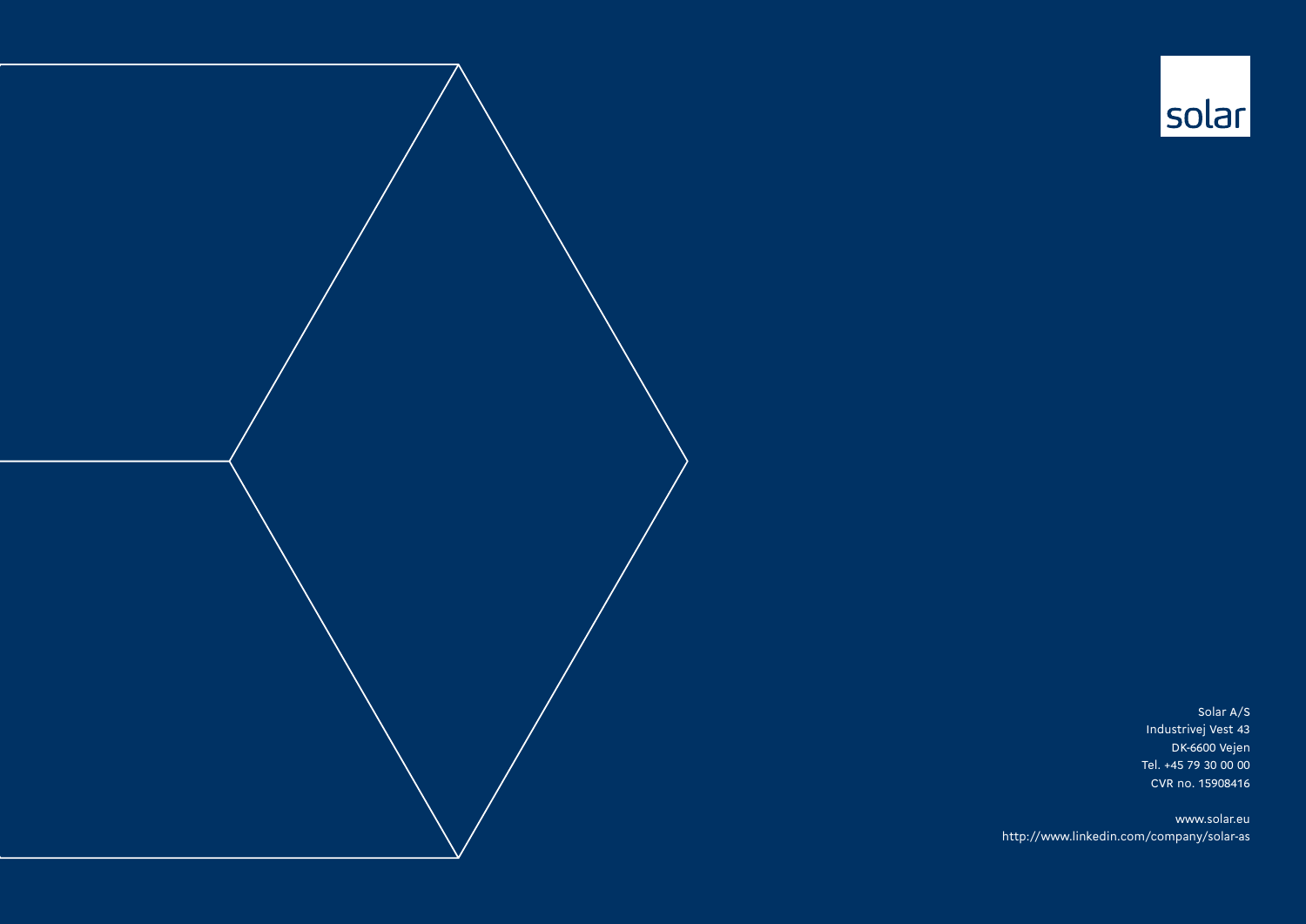solar

Solar A/S
Industrivej Vest 43
DK-6600 Vejen
Tel. +45 79 30 00 00
CVR no. 15908416

www.solar.eu
http://www.linkedin.com/company/solar-as